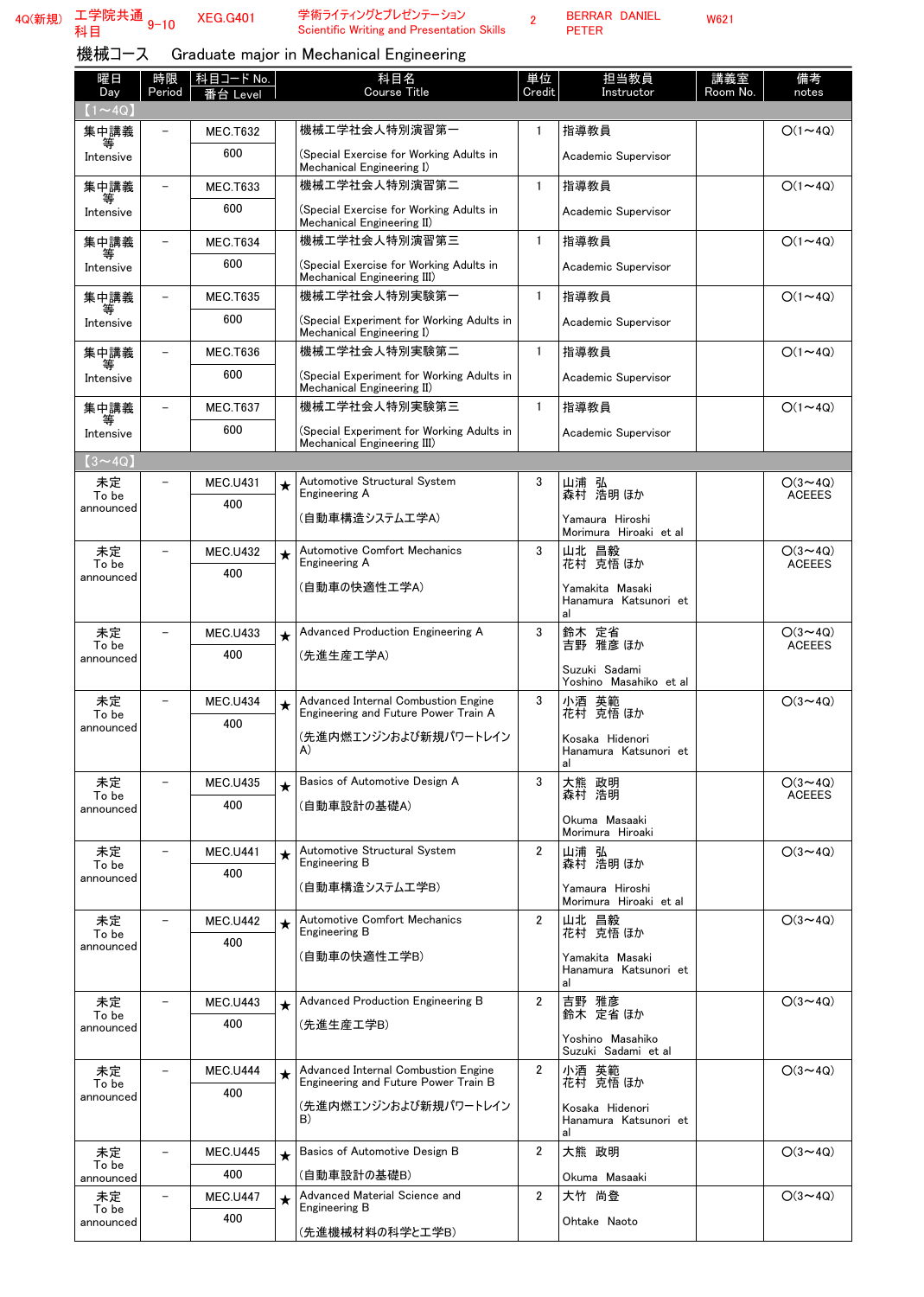4Q(新規) 工学院共通科目 9-10 XEG.G401 学術ライティングとプレゼンテーション Scientific Writing and Presentation Skills 2 BERRAR DANIEL PETER W621

## 機械コース　Graduate major in Mechanical Engineering

| 曜日 Day | 時限 Period | 科目コード No. 番台 Level | | 科目名 Course Title | 単位 Credit | 担当教員 Instructor | 講義室 Room No. | 備考 notes |
|---|---|---|---|---|---|---|---|---|
| 【1～4Q】 | | | | | | | | |
| 集中講義等 Intensive | － | MEC.T632 600 | | 機械工学社会人特別演習第一 (Special Exercise for Working Adults in Mechanical Engineering I) | 1 | 指導教員 Academic Supervisor | | ○(1～4Q) |
| 集中講義等 Intensive | － | MEC.T633 600 | | 機械工学社会人特別演習第二 (Special Exercise for Working Adults in Mechanical Engineering II) | 1 | 指導教員 Academic Supervisor | | ○(1～4Q) |
| 集中講義等 Intensive | － | MEC.T634 600 | | 機械工学社会人特別演習第三 (Special Exercise for Working Adults in Mechanical Engineering III) | 1 | 指導教員 Academic Supervisor | | ○(1～4Q) |
| 集中講義等 Intensive | － | MEC.T635 600 | | 機械工学社会人特別実験第一 (Special Experiment for Working Adults in Mechanical Engineering I) | 1 | 指導教員 Academic Supervisor | | ○(1～4Q) |
| 集中講義等 Intensive | － | MEC.T636 600 | | 機械工学社会人特別実験第二 (Special Experiment for Working Adults in Mechanical Engineering II) | 1 | 指導教員 Academic Supervisor | | ○(1～4Q) |
| 集中講義等 Intensive | － | MEC.T637 600 | | 機械工学社会人特別実験第三 (Special Experiment for Working Adults in Mechanical Engineering III) | 1 | 指導教員 Academic Supervisor | | ○(1～4Q) |
| 【3～4Q】 | | | | | | | | |
| 未定 To be announced | － | MEC.U431 400 | ★ | Automotive Structural System Engineering A (自動車構造システム工学A) | 3 | 山浦 弘 森村 浩明 ほか Yamaura Hiroshi Morimura Hiroaki et al | | ○(3～4Q) ACEEES |
| 未定 To be announced | － | MEC.U432 400 | ★ | Automotive Comfort Mechanics Engineering A (自動車の快適性工学A) | 3 | 山北 昌毅 花村 克悟 ほか Yamakita Masaki Hanamura Katsunori et al | | ○(3～4Q) ACEEES |
| 未定 To be announced | － | MEC.U433 400 | ★ | Advanced Production Engineering A (先進生産工学A) | 3 | 鈴木 定省 吉野 雅彦 ほか Suzuki Sadami Yoshino Masahiko et al | | ○(3～4Q) ACEEES |
| 未定 To be announced | － | MEC.U434 400 | ★ | Advanced Internal Combustion Engine Engineering and Future Power Train A (先進内燃エンジンおよび新規パワートレインA) | 3 | 小酒 英範 花村 克悟 ほか Kosaka Hidenori Hanamura Katsunori et al | | ○(3～4Q) |
| 未定 To be announced | － | MEC.U435 400 | ★ | Basics of Automotive Design A (自動車設計の基礎A) | 3 | 大熊 政明 森村 浩明 Okuma Masaaki Morimura Hiroaki | | ○(3～4Q) ACEEES |
| 未定 To be announced | － | MEC.U441 400 | ★ | Automotive Structural System Engineering B (自動車構造システム工学B) | 2 | 山浦 弘 森村 浩明 ほか Yamaura Hiroshi Morimura Hiroaki et al | | ○(3～4Q) |
| 未定 To be announced | － | MEC.U442 400 | ★ | Automotive Comfort Mechanics Engineering B (自動車の快適性工学B) | 2 | 山北 昌毅 花村 克悟 ほか Yamakita Masaki Hanamura Katsunori et al | | ○(3～4Q) |
| 未定 To be announced | － | MEC.U443 400 | ★ | Advanced Production Engineering B (先進生産工学B) | 2 | 吉野 雅彦 鈴木 定省 ほか Yoshino Masahiko Suzuki Sadami et al | | ○(3～4Q) |
| 未定 To be announced | － | MEC.U444 400 | ★ | Advanced Internal Combustion Engine Engineering and Future Power Train B (先進内燃エンジンおよび新規パワートレインB) | 2 | 小酒 英範 花村 克悟 ほか Kosaka Hidenori Hanamura Katsunori et al | | ○(3～4Q) |
| 未定 To be announced | － | MEC.U445 400 | ★ | Basics of Automotive Design B (自動車設計の基礎B) | 2 | 大熊 政明 Okuma Masaaki | | ○(3～4Q) |
| 未定 To be announced | － | MEC.U447 400 | ★ | Advanced Material Science and Engineering B (先進機械材料の科学と工学B) | 2 | 大竹 尚登 Ohtake Naoto | | ○(3～4Q) |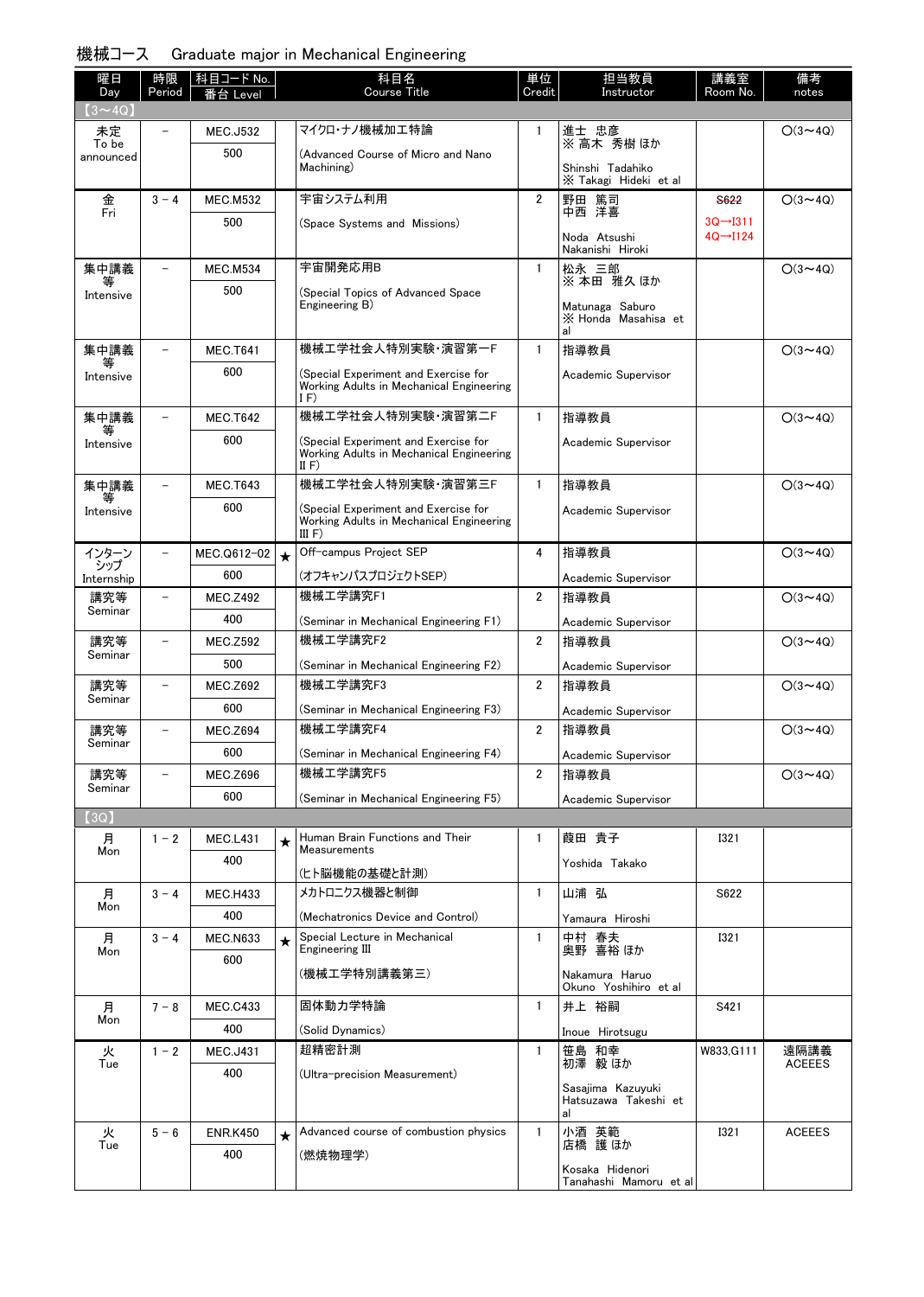機械コース　Graduate major in Mechanical Engineering

| 曜日 Day | 時限 Period | 科目コード No. 番台 Level | | 科目名 Course Title | 単位 Credit | 担当教員 Instructor | 講義室 Room No. | 備考 notes |
|---|---|---|---|---|---|---|---|---|
| 【3～4Q】 | | | | | | | | |
| 未定 To be announced | － | MEC.J532 500 | | マイクロ・ナノ機械加工特論 (Advanced Course of Micro and Nano Machining) | 1 | 進士 忠彦 ※ 高木 秀樹 ほか Shinshi Tadahiko ※ Takagi Hideki et al | | ○(3～4Q) |
| 金 Fri | 3 － 4 | MEC.M532 500 | | 宇宙システム利用 (Space Systems and Missions) | 2 | 野田 篤司 中西 洋喜 Noda Atsushi Nakanishi Hiroki | ~~S622~~ 3Q→I311 4Q→I124 | ○(3～4Q) |
| 集中講義等 Intensive | － | MEC.M534 500 | | 宇宙開発応用B (Special Topics of Advanced Space Engineering B) | 1 | 松永 三郎 ※ 本田 雅久 ほか Matunaga Saburo ※ Honda Masahisa et al | | ○(3～4Q) |
| 集中講義等 Intensive | － | MEC.T641 600 | | 機械工学社会人特別実験・演習第一F (Special Experiment and Exercise for Working Adults in Mechanical Engineering I F) | 1 | 指導教員 Academic Supervisor | | ○(3～4Q) |
| 集中講義等 Intensive | － | MEC.T642 600 | | 機械工学社会人特別実験・演習第二F (Special Experiment and Exercise for Working Adults in Mechanical Engineering II F) | 1 | 指導教員 Academic Supervisor | | ○(3～4Q) |
| 集中講義等 Intensive | － | MEC.T643 600 | | 機械工学社会人特別実験・演習第三F (Special Experiment and Exercise for Working Adults in Mechanical Engineering III F) | 1 | 指導教員 Academic Supervisor | | ○(3～4Q) |
| インターンシップ Internship | － | MEC.Q612-02 600 | ★ | Off-campus Project SEP (オフキャンパスプロジェクトSEP) | 4 | 指導教員 Academic Supervisor | | ○(3～4Q) |
| 講究等 Seminar | － | MEC.Z492 400 | | 機械工学講究F1 (Seminar in Mechanical Engineering F1) | 2 | 指導教員 Academic Supervisor | | ○(3～4Q) |
| 講究等 Seminar | － | MEC.Z592 500 | | 機械工学講究F2 (Seminar in Mechanical Engineering F2) | 2 | 指導教員 Academic Supervisor | | ○(3～4Q) |
| 講究等 Seminar | － | MEC.Z692 600 | | 機械工学講究F3 (Seminar in Mechanical Engineering F3) | 2 | 指導教員 Academic Supervisor | | ○(3～4Q) |
| 講究等 Seminar | － | MEC.Z694 600 | | 機械工学講究F4 (Seminar in Mechanical Engineering F4) | 2 | 指導教員 Academic Supervisor | | ○(3～4Q) |
| 講究等 Seminar | － | MEC.Z696 600 | | 機械工学講究F5 (Seminar in Mechanical Engineering F5) | 2 | 指導教員 Academic Supervisor | | ○(3～4Q) |
| 【3Q】 | | | | | | | | |
| 月 Mon | 1 － 2 | MEC.L431 400 | ★ | Human Brain Functions and Their Measurements (ヒト脳機能の基礎と計測) | 1 | 葭田 貴子 Yoshida Takako | I321 | |
| 月 Mon | 3 － 4 | MEC.H433 400 | | メカトロニクス機器と制御 (Mechatronics Device and Control) | 1 | 山浦 弘 Yamaura Hiroshi | S622 | |
| 月 Mon | 3 － 4 | MEC.N633 600 | ★ | Special Lecture in Mechanical Engineering III (機械工学特別講義第三) | 1 | 中村 春夫 奥野 喜裕 ほか Nakamura Haruo Okuno Yoshihiro et al | I321 | |
| 月 Mon | 7 － 8 | MEC.C433 400 | | 固体動力学特論 (Solid Dynamics) | 1 | 井上 裕嗣 Inoue Hirotsugu | S421 | |
| 火 Tue | 1 － 2 | MEC.J431 400 | | 超精密計測 (Ultra-precision Measurement) | 1 | 笹島 和幸 初澤 毅 ほか Sasajima Kazuyuki Hatsuzawa Takeshi et al | W833,G111 | 遠隔講義 ACEEES |
| 火 Tue | 5 － 6 | ENR.K450 400 | ★ | Advanced course of combustion physics (燃焼物理学) | 1 | 小酒 英範 店橋 護 ほか Kosaka Hidenori Tanahashi Mamoru et al | I321 | ACEEES |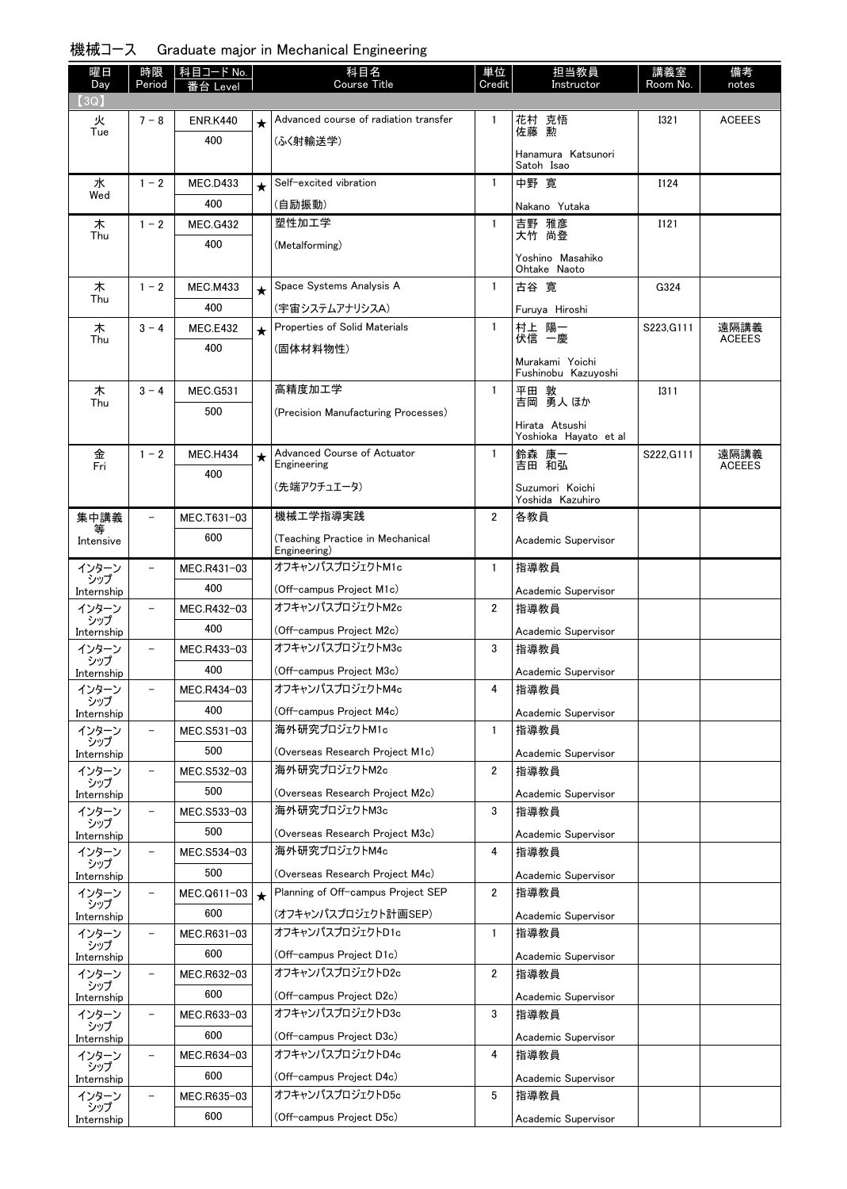## 機械コース　Graduate major in Mechanical Engineering

| 曜日 Day | 時限 Period | 科目コード No. 番台 Level | | 科目名 Course Title | 単位 Credit | 担当教員 Instructor | 講義室 Room No. | 備考 notes |
|---|---|---|---|---|---|---|---|---|
| 【3Q】 | | | | | | | | |
| 火 Tue | 7－8 | ENR.K440 400 | ★ | Advanced course of radiation transfer (ふく射輸送学) | 1 | 花村 克悟 佐藤 勲 Hanamura Katsunori Satoh Isao | I321 | ACEEES |
| 水 Wed | 1－2 | MEC.D433 400 | ★ | Self-excited vibration (自励振動) | 1 | 中野 寛 Nakano Yutaka | I124 | |
| 木 Thu | 1－2 | MEC.G432 400 | | 塑性加工学 (Metalforming) | 1 | 吉野 雅彦 大竹 尚登 Yoshino Masahiko Ohtake Naoto | I121 | |
| 木 Thu | 1－2 | MEC.M433 400 | ★ | Space Systems Analysis A (宇宙システムアナリシスA) | 1 | 古谷 寛 Furuya Hiroshi | G324 | |
| 木 Thu | 3－4 | MEC.E432 400 | ★ | Properties of Solid Materials (固体材料物性) | 1 | 村上 陽一 伏信 一慶 Murakami Yoichi Fushinobu Kazuyoshi | S223,G111 | 遠隔講義 ACEEES |
| 木 Thu | 3－4 | MEC.G531 500 | | 高精度加工学 (Precision Manufacturing Processes) | 1 | 平田 敦 吉岡 勇人 ほか Hirata Atsushi Yoshioka Hayato et al | I311 | |
| 金 Fri | 1－2 | MEC.H434 400 | ★ | Advanced Course of Actuator Engineering (先端アクチュエータ) | 1 | 鈴森 康一 吉田 和弘 Suzumori Koichi Yoshida Kazuhiro | S222,G111 | 遠隔講義 ACEEES |
| 集中講義等 Intensive | － | MEC.T631-03 600 | | 機械工学指導実践 (Teaching Practice in Mechanical Engineering) | 2 | 各教員 Academic Supervisor | | |
| インターンシップ Internship | － | MEC.R431-03 400 | | オフキャンパスプロジェクトM1c (Off-campus Project M1c) | 1 | 指導教員 Academic Supervisor | | |
| インターンシップ Internship | － | MEC.R432-03 400 | | オフキャンパスプロジェクトM2c (Off-campus Project M2c) | 2 | 指導教員 Academic Supervisor | | |
| インターンシップ Internship | － | MEC.R433-03 400 | | オフキャンパスプロジェクトM3c (Off-campus Project M3c) | 3 | 指導教員 Academic Supervisor | | |
| インターンシップ Internship | － | MEC.R434-03 400 | | オフキャンパスプロジェクトM4c (Off-campus Project M4c) | 4 | 指導教員 Academic Supervisor | | |
| インターンシップ Internship | － | MEC.S531-03 500 | | 海外研究プロジェクトM1c (Overseas Research Project M1c) | 1 | 指導教員 Academic Supervisor | | |
| インターンシップ Internship | － | MEC.S532-03 500 | | 海外研究プロジェクトM2c (Overseas Research Project M2c) | 2 | 指導教員 Academic Supervisor | | |
| インターンシップ Internship | － | MEC.S533-03 500 | | 海外研究プロジェクトM3c (Overseas Research Project M3c) | 3 | 指導教員 Academic Supervisor | | |
| インターンシップ Internship | － | MEC.S534-03 500 | | 海外研究プロジェクトM4c (Overseas Research Project M4c) | 4 | 指導教員 Academic Supervisor | | |
| インターンシップ Internship | － | MEC.Q611-03 600 | ★ | Planning of Off-campus Project SEP (オフキャンパスプロジェクト計画SEP) | 2 | 指導教員 Academic Supervisor | | |
| インターンシップ Internship | － | MEC.R631-03 600 | | オフキャンパスプロジェクトD1c (Off-campus Project D1c) | 1 | 指導教員 Academic Supervisor | | |
| インターンシップ Internship | － | MEC.R632-03 600 | | オフキャンパスプロジェクトD2c (Off-campus Project D2c) | 2 | 指導教員 Academic Supervisor | | |
| インターンシップ Internship | － | MEC.R633-03 600 | | オフキャンパスプロジェクトD3c (Off-campus Project D3c) | 3 | 指導教員 Academic Supervisor | | |
| インターンシップ Internship | － | MEC.R634-03 600 | | オフキャンパスプロジェクトD4c (Off-campus Project D4c) | 4 | 指導教員 Academic Supervisor | | |
| インターンシップ Internship | － | MEC.R635-03 600 | | オフキャンパスプロジェクトD5c (Off-campus Project D5c) | 5 | 指導教員 Academic Supervisor | | |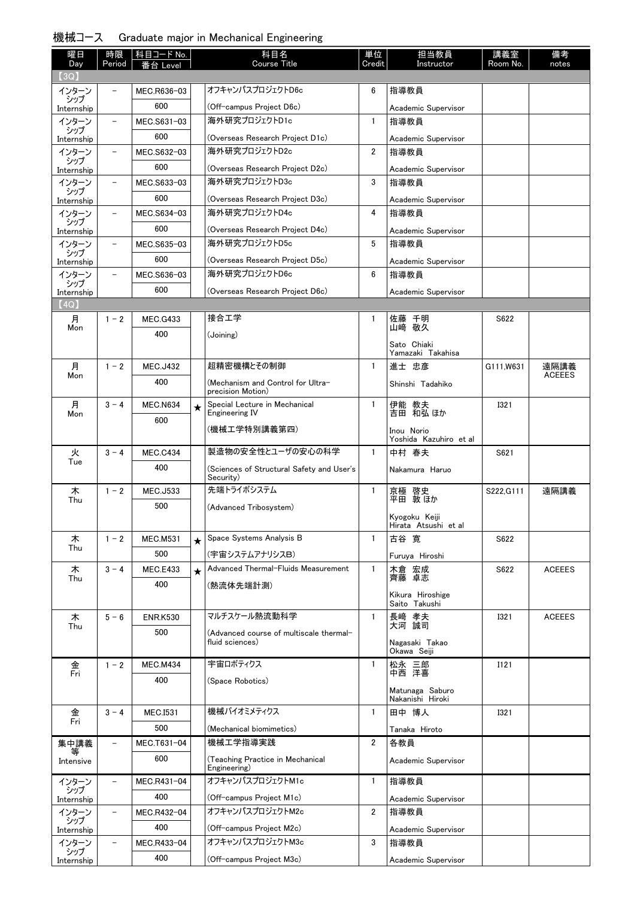## 機械コース　Graduate major in Mechanical Engineering

| 曜日 Day | 時限 Period | 科目コード No. 番台 Level | | 科目名 Course Title | 単位 Credit | 担当教員 Instructor | 講義室 Room No. | 備考 notes |
|---|---|---|---|---|---|---|---|---|
| 【3Q】 | | | | | | | | |
| インターンシップ Internship | － | MEC.R636-03 600 | | オフキャンパスプロジェクトD6c (Off-campus Project D6c) | 6 | 指導教員 Academic Supervisor | | |
| インターンシップ Internship | － | MEC.S631-03 600 | | 海外研究プロジェクトD1c (Overseas Research Project D1c) | 1 | 指導教員 Academic Supervisor | | |
| インターンシップ Internship | － | MEC.S632-03 600 | | 海外研究プロジェクトD2c (Overseas Research Project D2c) | 2 | 指導教員 Academic Supervisor | | |
| インターンシップ Internship | － | MEC.S633-03 600 | | 海外研究プロジェクトD3c (Overseas Research Project D3c) | 3 | 指導教員 Academic Supervisor | | |
| インターンシップ Internship | － | MEC.S634-03 600 | | 海外研究プロジェクトD4c (Overseas Research Project D4c) | 4 | 指導教員 Academic Supervisor | | |
| インターンシップ Internship | － | MEC.S635-03 600 | | 海外研究プロジェクトD5c (Overseas Research Project D5c) | 5 | 指導教員 Academic Supervisor | | |
| インターンシップ Internship | － | MEC.S636-03 600 | | 海外研究プロジェクトD6c (Overseas Research Project D6c) | 6 | 指導教員 Academic Supervisor | | |
| 【4Q】 | | | | | | | | |
| 月 Mon | 1－2 | MEC.G433 400 | | 接合工学 (Joining) | 1 | 佐藤 千明 山崎 敬久 Sato Chiaki Yamazaki Takahisa | S622 | |
| 月 Mon | 1－2 | MEC.J432 400 | | 超精密機構とその制御 (Mechanism and Control for Ultra-precision Motion) | 1 | 進士 忠彦 Shinshi Tadahiko | G111,W631 | 遠隔講義 ACEEES |
| 月 Mon | 3－4 | MEC.N634 600 | ★ | Special Lecture in Mechanical Engineering IV (機械工学特別講義第四) | 1 | 伊能 教夫 吉田 和弘 ほか Inou Norio Yoshida Kazuhiro et al | I321 | |
| 火 Tue | 3－4 | MEC.C434 400 | | 製造物の安全性とユーザの安心の科学 (Sciences of Structural Safety and User's Security) | 1 | 中村 春夫 Nakamura Haruo | S621 | |
| 木 Thu | 1－2 | MEC.J533 500 | | 先端トライボシステム (Advanced Tribosystem) | 1 | 京極 啓史 平田 敦 ほか Kyogoku Keiji Hirata Atsushi et al | S222,G111 | 遠隔講義 |
| 木 Thu | 1－2 | MEC.M531 500 | ★ | Space Systems Analysis B (宇宙システムアナリシスB) | 1 | 古谷 寛 Furuya Hiroshi | S622 | |
| 木 Thu | 3－4 | MEC.E433 400 | ★ | Advanced Thermal-Fluids Measurement (熱流体先端計測) | 1 | 木倉 宏成 齊藤 卓志 Kikura Hiroshige Saito Takushi | S622 | ACEEES |
| 木 Thu | 5－6 | ENR.K530 500 | | マルチスケール熱流動科学 (Advanced course of multiscale thermal-fluid sciences) | 1 | 長崎 孝夫 大河 誠司 Nagasaki Takao Okawa Seiji | I321 | ACEEES |
| 金 Fri | 1－2 | MEC.M434 400 | | 宇宙ロボティクス (Space Robotics) | 1 | 松永 三郎 中西 洋喜 Matunaga Saburo Nakanishi Hiroki | I121 | |
| 金 Fri | 3－4 | MEC.I531 500 | | 機械バイオミメティクス (Mechanical biomimetics) | 1 | 田中 博人 Tanaka Hiroto | I321 | |
| 集中講義等 Intensive | － | MEC.T631-04 600 | | 機械工学指導実践 (Teaching Practice in Mechanical Engineering) | 2 | 各教員 Academic Supervisor | | |
| インターンシップ Internship | － | MEC.R431-04 400 | | オフキャンパスプロジェクトM1c (Off-campus Project M1c) | 1 | 指導教員 Academic Supervisor | | |
| インターンシップ Internship | － | MEC.R432-04 400 | | オフキャンパスプロジェクトM2c (Off-campus Project M2c) | 2 | 指導教員 Academic Supervisor | | |
| インターンシップ Internship | － | MEC.R433-04 400 | | オフキャンパスプロジェクトM3c (Off-campus Project M3c) | 3 | 指導教員 Academic Supervisor | | |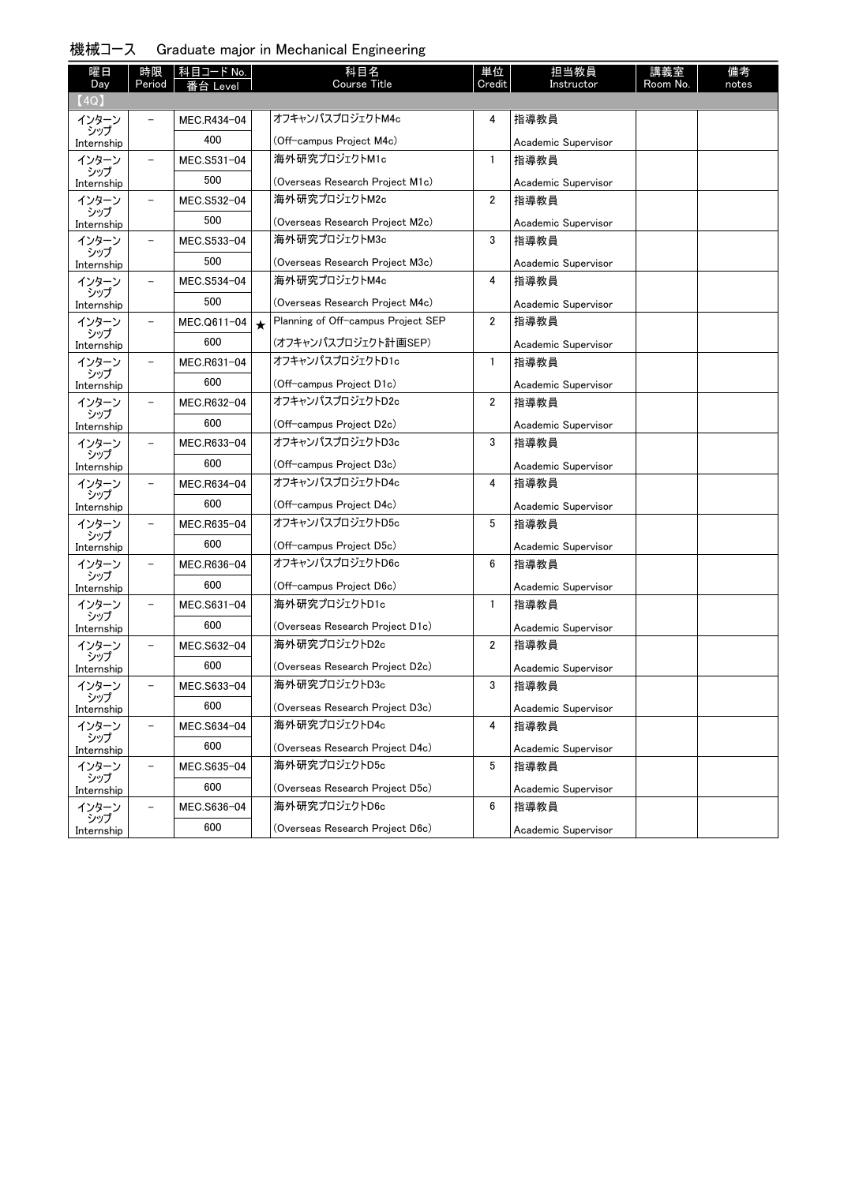機械コース　Graduate major in Mechanical Engineering

| 曜日 Day | 時限 Period | 科目コード No. 番台 Level | | 科目名 Course Title | 単位 Credit | 担当教員 Instructor | 講義室 Room No. | 備考 notes |
|---|---|---|---|---|---|---|---|---|
| 【4Q】 | | | | | | | | |
| インターンシップ Internship | － | MEC.R434-04 400 | | オフキャンパスプロジェクトM4c (Off-campus Project M4c) | 4 | 指導教員 Academic Supervisor | | |
| インターンシップ Internship | － | MEC.S531-04 500 | | 海外研究プロジェクトM1c (Overseas Research Project M1c) | 1 | 指導教員 Academic Supervisor | | |
| インターンシップ Internship | － | MEC.S532-04 500 | | 海外研究プロジェクトM2c (Overseas Research Project M2c) | 2 | 指導教員 Academic Supervisor | | |
| インターンシップ Internship | － | MEC.S533-04 500 | | 海外研究プロジェクトM3c (Overseas Research Project M3c) | 3 | 指導教員 Academic Supervisor | | |
| インターンシップ Internship | － | MEC.S534-04 500 | | 海外研究プロジェクトM4c (Overseas Research Project M4c) | 4 | 指導教員 Academic Supervisor | | |
| インターンシップ Internship | － | MEC.Q611-04 600 | ★ | Planning of Off-campus Project SEP (オフキャンパスプロジェクト計画SEP) | 2 | 指導教員 Academic Supervisor | | |
| インターンシップ Internship | － | MEC.R631-04 600 | | オフキャンパスプロジェクトD1c (Off-campus Project D1c) | 1 | 指導教員 Academic Supervisor | | |
| インターンシップ Internship | － | MEC.R632-04 600 | | オフキャンパスプロジェクトD2c (Off-campus Project D2c) | 2 | 指導教員 Academic Supervisor | | |
| インターンシップ Internship | － | MEC.R633-04 600 | | オフキャンパスプロジェクトD3c (Off-campus Project D3c) | 3 | 指導教員 Academic Supervisor | | |
| インターンシップ Internship | － | MEC.R634-04 600 | | オフキャンパスプロジェクトD4c (Off-campus Project D4c) | 4 | 指導教員 Academic Supervisor | | |
| インターンシップ Internship | － | MEC.R635-04 600 | | オフキャンパスプロジェクトD5c (Off-campus Project D5c) | 5 | 指導教員 Academic Supervisor | | |
| インターンシップ Internship | － | MEC.R636-04 600 | | オフキャンパスプロジェクトD6c (Off-campus Project D6c) | 6 | 指導教員 Academic Supervisor | | |
| インターンシップ Internship | － | MEC.S631-04 600 | | 海外研究プロジェクトD1c (Overseas Research Project D1c) | 1 | 指導教員 Academic Supervisor | | |
| インターンシップ Internship | － | MEC.S632-04 600 | | 海外研究プロジェクトD2c (Overseas Research Project D2c) | 2 | 指導教員 Academic Supervisor | | |
| インターンシップ Internship | － | MEC.S633-04 600 | | 海外研究プロジェクトD3c (Overseas Research Project D3c) | 3 | 指導教員 Academic Supervisor | | |
| インターンシップ Internship | － | MEC.S634-04 600 | | 海外研究プロジェクトD4c (Overseas Research Project D4c) | 4 | 指導教員 Academic Supervisor | | |
| インターンシップ Internship | － | MEC.S635-04 600 | | 海外研究プロジェクトD5c (Overseas Research Project D5c) | 5 | 指導教員 Academic Supervisor | | |
| インターンシップ Internship | － | MEC.S636-04 600 | | 海外研究プロジェクトD6c (Overseas Research Project D6c) | 6 | 指導教員 Academic Supervisor | | |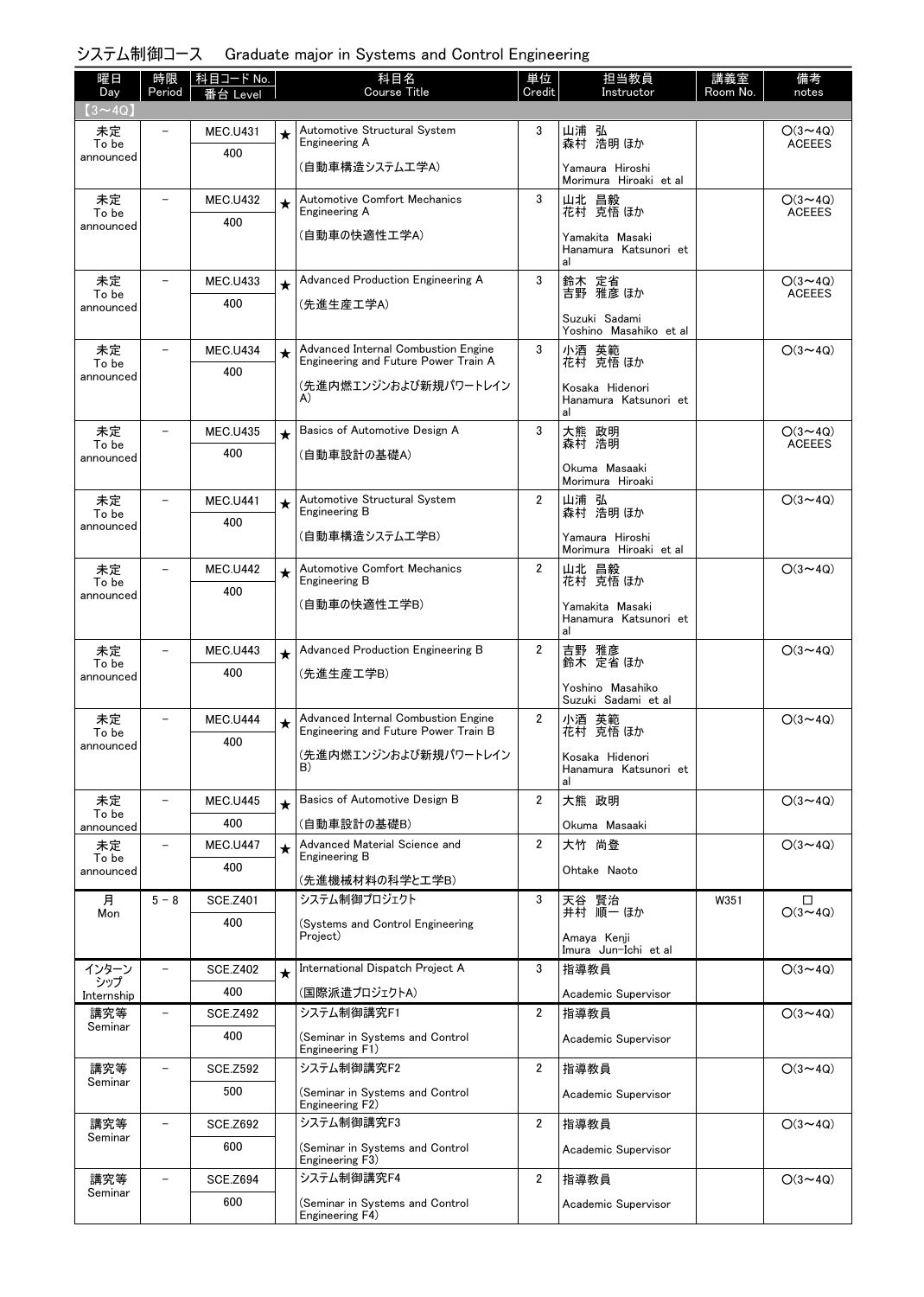## システム制御コース　Graduate major in Systems and Control Engineering

| 曜日 Day | 時限 Period | 科目コード No. 番台 Level | | 科目名 Course Title | 単位 Credit | 担当教員 Instructor | 講義室 Room No. | 備考 notes |
|---|---|---|---|---|---|---|---|---|
| 【3～4Q】 | | | | | | | | |
| 未定 To be announced | － | MEC.U431 400 | ★ | Automotive Structural System Engineering A (自動車構造システム工学A) | 3 | 山浦 弘 森村 浩明 ほか Yamaura Hiroshi Morimura Hiroaki et al | | ○(3～4Q) ACEEES |
| 未定 To be announced | － | MEC.U432 400 | ★ | Automotive Comfort Mechanics Engineering A (自動車の快適性工学A) | 3 | 山北 昌毅 花村 克悟 ほか Yamakita Masaki Hanamura Katsunori et al | | ○(3～4Q) ACEEES |
| 未定 To be announced | － | MEC.U433 400 | ★ | Advanced Production Engineering A (先進生産工学A) | 3 | 鈴木 定省 吉野 雅彦 ほか Suzuki Sadami Yoshino Masahiko et al | | ○(3～4Q) ACEEES |
| 未定 To be announced | － | MEC.U434 400 | ★ | Advanced Internal Combustion Engine Engineering and Future Power Train A (先進内燃エンジンおよび新規パワートレインA) | 3 | 小酒 英範 花村 克悟 ほか Kosaka Hidenori Hanamura Katsunori et al | | ○(3～4Q) |
| 未定 To be announced | － | MEC.U435 400 | ★ | Basics of Automotive Design A (自動車設計の基礎A) | 3 | 大熊 政明 森村 浩明 Okuma Masaaki Morimura Hiroaki | | ○(3～4Q) ACEEES |
| 未定 To be announced | － | MEC.U441 400 | ★ | Automotive Structural System Engineering B (自動車構造システム工学B) | 2 | 山浦 弘 森村 浩明 ほか Yamaura Hiroshi Morimura Hiroaki et al | | ○(3～4Q) |
| 未定 To be announced | － | MEC.U442 400 | ★ | Automotive Comfort Mechanics Engineering B (自動車の快適性工学B) | 2 | 山北 昌毅 花村 克悟 ほか Yamakita Masaki Hanamura Katsunori et al | | ○(3～4Q) |
| 未定 To be announced | － | MEC.U443 400 | ★ | Advanced Production Engineering B (先進生産工学B) | 2 | 吉野 雅彦 鈴木 定省 ほか Yoshino Masahiko Suzuki Sadami et al | | ○(3～4Q) |
| 未定 To be announced | － | MEC.U444 400 | ★ | Advanced Internal Combustion Engine Engineering and Future Power Train B (先進内燃エンジンおよび新規パワートレインB) | 2 | 小酒 英範 花村 克悟 ほか Kosaka Hidenori Hanamura Katsunori et al | | ○(3～4Q) |
| 未定 To be announced | － | MEC.U445 400 | ★ | Basics of Automotive Design B (自動車設計の基礎B) | 2 | 大熊 政明 Okuma Masaaki | | ○(3～4Q) |
| 未定 To be announced | － | MEC.U447 400 | ★ | Advanced Material Science and Engineering B (先進機械材料の科学と工学B) | 2 | 大竹 尚登 Ohtake Naoto | | ○(3～4Q) |
| 月 Mon | 5－8 | SCE.Z401 400 | | システム制御プロジェクト (Systems and Control Engineering Project) | 3 | 天谷 賢治 井村 順一 ほか Amaya Kenji Imura Jun-Ichi et al | W351 | □ ○(3～4Q) |
| インターンシップ Internship | － | SCE.Z402 400 | ★ | International Dispatch Project A (国際派遣プロジェクトA) | 3 | 指導教員 Academic Supervisor | | ○(3～4Q) |
| 講究等 Seminar | － | SCE.Z492 400 | | システム制御講究F1 (Seminar in Systems and Control Engineering F1) | 2 | 指導教員 Academic Supervisor | | ○(3～4Q) |
| 講究等 Seminar | － | SCE.Z592 500 | | システム制御講究F2 (Seminar in Systems and Control Engineering F2) | 2 | 指導教員 Academic Supervisor | | ○(3～4Q) |
| 講究等 Seminar | － | SCE.Z692 600 | | システム制御講究F3 (Seminar in Systems and Control Engineering F3) | 2 | 指導教員 Academic Supervisor | | ○(3～4Q) |
| 講究等 Seminar | － | SCE.Z694 600 | | システム制御講究F4 (Seminar in Systems and Control Engineering F4) | 2 | 指導教員 Academic Supervisor | | ○(3～4Q) |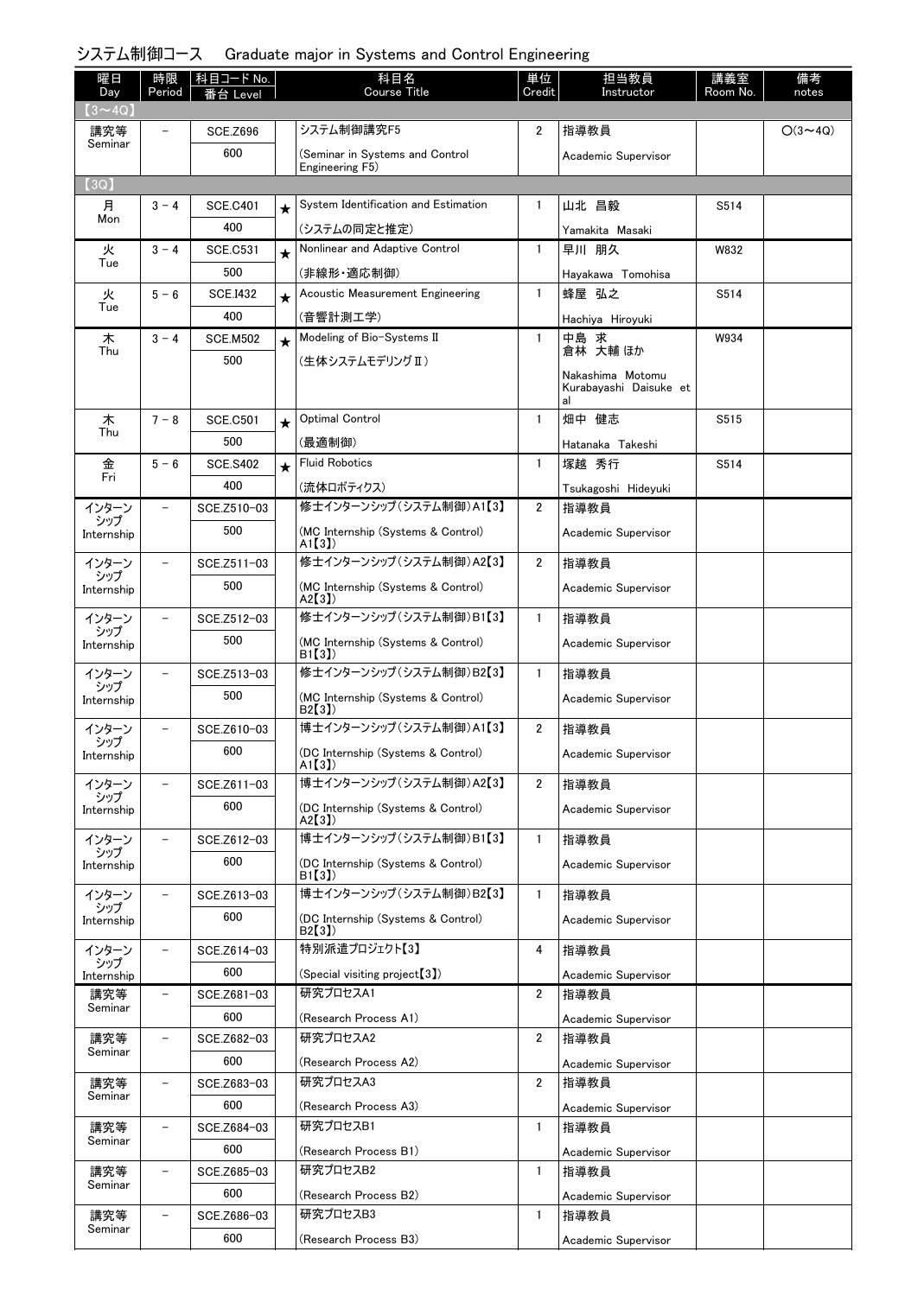## システム制御コース　Graduate major in Systems and Control Engineering

| 曜日 Day | 時限 Period | 科目コード No. 番台 Level | | 科目名 Course Title | 単位 Credit | 担当教員 Instructor | 講義室 Room No. | 備考 notes |
|---|---|---|---|---|---|---|---|---|
| 【3～4Q】 | | | | | | | | |
| 講究等 Seminar | － | SCE.Z696<br>600 | | システム制御講究F5<br>(Seminar in Systems and Control Engineering F5) | 2 | 指導教員<br>Academic Supervisor | | ○(3～4Q) |
| 【3Q】 | | | | | | | | |
| 月 Mon | 3－4 | SCE.C401<br>400 | ★ | System Identification and Estimation<br>(システムの同定と推定) | 1 | 山北 昌毅<br>Yamakita Masaki | S514 | |
| 火 Tue | 3－4 | SCE.C531<br>500 | ★ | Nonlinear and Adaptive Control<br>(非線形・適応制御) | 1 | 早川 朋久<br>Hayakawa Tomohisa | W832 | |
| 火 Tue | 5－6 | SCE.I432<br>400 | ★ | Acoustic Measurement Engineering<br>(音響計測工学) | 1 | 蜂屋 弘之<br>Hachiya Hiroyuki | S514 | |
| 木 Thu | 3－4 | SCE.M502<br>500 | ★ | Modeling of Bio-Systems II<br>(生体システムモデリングⅡ) | 1 | 中島 求<br>倉林 大輔 ほか<br>Nakashima Motomu<br>Kurabayashi Daisuke et al | W934 | |
| 木 Thu | 7－8 | SCE.C501<br>500 | ★ | Optimal Control<br>(最適制御) | 1 | 畑中 健志<br>Hatanaka Takeshi | S515 | |
| 金 Fri | 5－6 | SCE.S402<br>400 | ★ | Fluid Robotics<br>(流体ロボティクス) | 1 | 塚越 秀行<br>Tsukagoshi Hideyuki | S514 | |
| インターンシップ Internship | － | SCE.Z510-03<br>500 | | 修士インターンシップ(システム制御)A1【3】<br>(MC Internship (Systems & Control) A1【3】) | 2 | 指導教員<br>Academic Supervisor | | |
| インターンシップ Internship | － | SCE.Z511-03<br>500 | | 修士インターンシップ(システム制御)A2【3】<br>(MC Internship (Systems & Control) A2【3】) | 2 | 指導教員<br>Academic Supervisor | | |
| インターンシップ Internship | － | SCE.Z512-03<br>500 | | 修士インターンシップ(システム制御)B1【3】<br>(MC Internship (Systems & Control) B1【3】) | 1 | 指導教員<br>Academic Supervisor | | |
| インターンシップ Internship | － | SCE.Z513-03<br>500 | | 修士インターンシップ(システム制御)B2【3】<br>(MC Internship (Systems & Control) B2【3】) | 1 | 指導教員<br>Academic Supervisor | | |
| インターンシップ Internship | － | SCE.Z610-03<br>600 | | 博士インターンシップ(システム制御)A1【3】<br>(DC Internship (Systems & Control) A1【3】) | 2 | 指導教員<br>Academic Supervisor | | |
| インターンシップ Internship | － | SCE.Z611-03<br>600 | | 博士インターンシップ(システム制御)A2【3】<br>(DC Internship (Systems & Control) A2【3】) | 2 | 指導教員<br>Academic Supervisor | | |
| インターンシップ Internship | － | SCE.Z612-03<br>600 | | 博士インターンシップ(システム制御)B1【3】<br>(DC Internship (Systems & Control) B1【3】) | 1 | 指導教員<br>Academic Supervisor | | |
| インターンシップ Internship | － | SCE.Z613-03<br>600 | | 博士インターンシップ(システム制御)B2【3】<br>(DC Internship (Systems & Control) B2【3】) | 1 | 指導教員<br>Academic Supervisor | | |
| インターンシップ Internship | － | SCE.Z614-03<br>600 | | 特別派遣プロジェクト【3】<br>(Special visiting project【3】) | 4 | 指導教員<br>Academic Supervisor | | |
| 講究等 Seminar | － | SCE.Z681-03<br>600 | | 研究プロセスA1<br>(Research Process A1) | 2 | 指導教員<br>Academic Supervisor | | |
| 講究等 Seminar | － | SCE.Z682-03<br>600 | | 研究プロセスA2<br>(Research Process A2) | 2 | 指導教員<br>Academic Supervisor | | |
| 講究等 Seminar | － | SCE.Z683-03<br>600 | | 研究プロセスA3<br>(Research Process A3) | 2 | 指導教員<br>Academic Supervisor | | |
| 講究等 Seminar | － | SCE.Z684-03<br>600 | | 研究プロセスB1<br>(Research Process B1) | 1 | 指導教員<br>Academic Supervisor | | |
| 講究等 Seminar | － | SCE.Z685-03<br>600 | | 研究プロセスB2<br>(Research Process B2) | 1 | 指導教員<br>Academic Supervisor | | |
| 講究等 Seminar | － | SCE.Z686-03<br>600 | | 研究プロセスB3<br>(Research Process B3) | 1 | 指導教員<br>Academic Supervisor | | |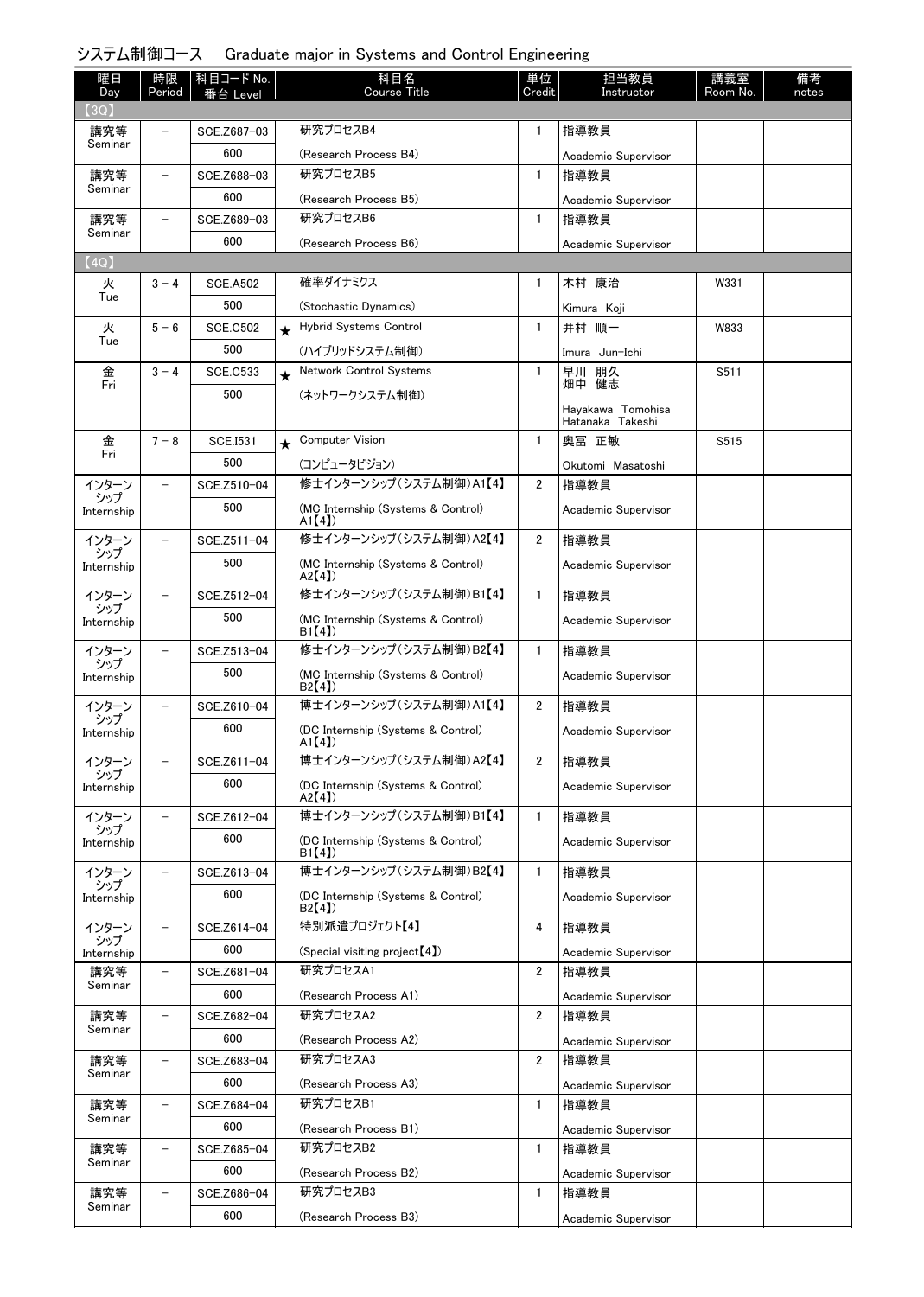## システム制御コース　Graduate major in Systems and Control Engineering

| 曜日 Day | 時限 Period | 科目コード No. 番台 Level | | 科目名 Course Title | 単位 Credit | 担当教員 Instructor | 講義室 Room No. | 備考 notes |
|---|---|---|---|---|---|---|---|---|
| 【3Q】 | | | | | | | | |
| 講究等 Seminar | － | SCE.Z687-03 600 | | 研究プロセスB4 (Research Process B4) | 1 | 指導教員 Academic Supervisor | | |
| 講究等 Seminar | － | SCE.Z688-03 600 | | 研究プロセスB5 (Research Process B5) | 1 | 指導教員 Academic Supervisor | | |
| 講究等 Seminar | － | SCE.Z689-03 600 | | 研究プロセスB6 (Research Process B6) | 1 | 指導教員 Academic Supervisor | | |
| 【4Q】 | | | | | | | | |
| 火 Tue | 3－4 | SCE.A502 500 | | 確率ダイナミクス (Stochastic Dynamics) | 1 | 木村 康治 Kimura Koji | W331 | |
| 火 Tue | 5－6 | SCE.C502 500 | ★ | Hybrid Systems Control (ハイブリッドシステム制御) | 1 | 井村 順一 Imura Jun-Ichi | W833 | |
| 金 Fri | 3－4 | SCE.C533 500 | ★ | Network Control Systems (ネットワークシステム制御) | 1 | 早川 朋久 畑中 健志 Hayakawa Tomohisa Hatanaka Takeshi | S511 | |
| 金 Fri | 7－8 | SCE.I531 500 | ★ | Computer Vision (コンピュータビジョン) | 1 | 奥富 正敏 Okutomi Masatoshi | S515 | |
| インターンシップ Internship | － | SCE.Z510-04 500 | | 修士インターンシップ(システム制御)A1【4】 (MC Internship (Systems & Control) A1【4】) | 2 | 指導教員 Academic Supervisor | | |
| インターンシップ Internship | － | SCE.Z511-04 500 | | 修士インターンシップ(システム制御)A2【4】 (MC Internship (Systems & Control) A2【4】) | 2 | 指導教員 Academic Supervisor | | |
| インターンシップ Internship | － | SCE.Z512-04 500 | | 修士インターンシップ(システム制御)B1【4】 (MC Internship (Systems & Control) B1【4】) | 1 | 指導教員 Academic Supervisor | | |
| インターンシップ Internship | － | SCE.Z513-04 500 | | 修士インターンシップ(システム制御)B2【4】 (MC Internship (Systems & Control) B2【4】) | 1 | 指導教員 Academic Supervisor | | |
| インターンシップ Internship | － | SCE.Z610-04 600 | | 博士インターンシップ(システム制御)A1【4】 (DC Internship (Systems & Control) A1【4】) | 2 | 指導教員 Academic Supervisor | | |
| インターンシップ Internship | － | SCE.Z611-04 600 | | 博士インターンシップ(システム制御)A2【4】 (DC Internship (Systems & Control) A2【4】) | 2 | 指導教員 Academic Supervisor | | |
| インターンシップ Internship | － | SCE.Z612-04 600 | | 博士インターンシップ(システム制御)B1【4】 (DC Internship (Systems & Control) B1【4】) | 1 | 指導教員 Academic Supervisor | | |
| インターンシップ Internship | － | SCE.Z613-04 600 | | 博士インターンシップ(システム制御)B2【4】 (DC Internship (Systems & Control) B2【4】) | 1 | 指導教員 Academic Supervisor | | |
| インターンシップ Internship | － | SCE.Z614-04 600 | | 特別派遣プロジェクト【4】 (Special visiting project【4】) | 4 | 指導教員 Academic Supervisor | | |
| 講究等 Seminar | － | SCE.Z681-04 600 | | 研究プロセスA1 (Research Process A1) | 2 | 指導教員 Academic Supervisor | | |
| 講究等 Seminar | － | SCE.Z682-04 600 | | 研究プロセスA2 (Research Process A2) | 2 | 指導教員 Academic Supervisor | | |
| 講究等 Seminar | － | SCE.Z683-04 600 | | 研究プロセスA3 (Research Process A3) | 2 | 指導教員 Academic Supervisor | | |
| 講究等 Seminar | － | SCE.Z684-04 600 | | 研究プロセスB1 (Research Process B1) | 1 | 指導教員 Academic Supervisor | | |
| 講究等 Seminar | － | SCE.Z685-04 600 | | 研究プロセスB2 (Research Process B2) | 1 | 指導教員 Academic Supervisor | | |
| 講究等 Seminar | － | SCE.Z686-04 600 | | 研究プロセスB3 (Research Process B3) | 1 | 指導教員 Academic Supervisor | | |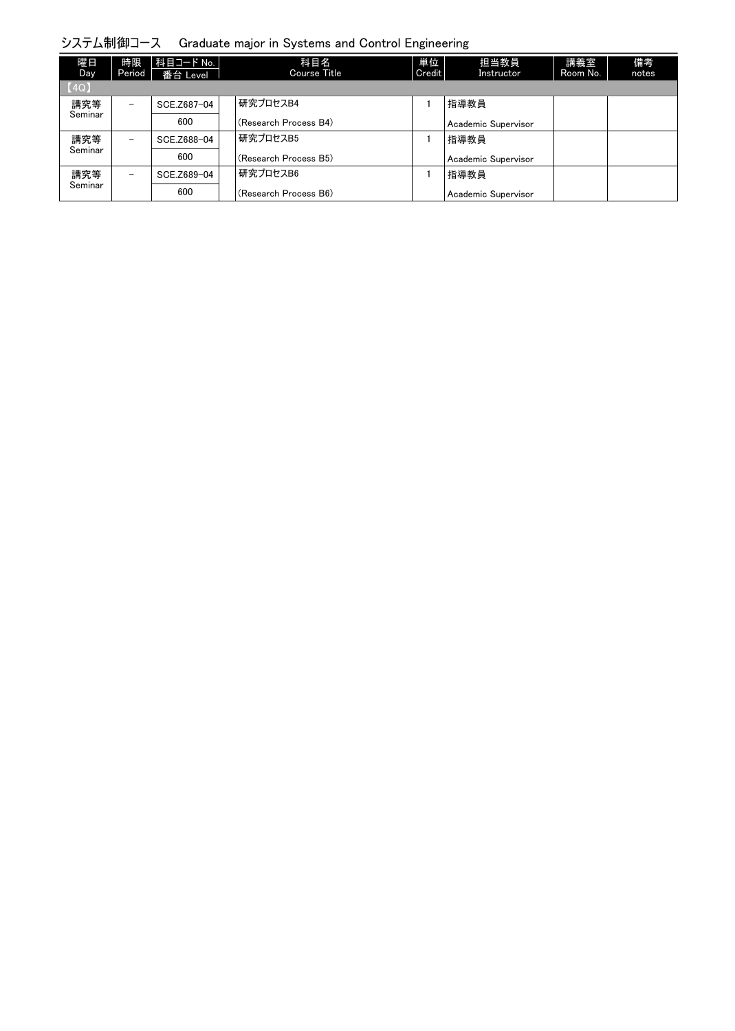## システム制御コース　Graduate major in Systems and Control Engineering

| 曜日 Day | 時限 Period | 科目コード No. 番台 Level | 科目名 Course Title | 単位 Credit | 担当教員 Instructor | 講義室 Room No. | 備考 notes |
|---|---|---|---|---|---|---|---|
| 【4Q】 | | | | | | | |
| 講究等 Seminar | － | SCE.Z687-04 600 | 研究プロセスB4 (Research Process B4) | 1 | 指導教員 Academic Supervisor | | |
| 講究等 Seminar | － | SCE.Z688-04 600 | 研究プロセスB5 (Research Process B5) | 1 | 指導教員 Academic Supervisor | | |
| 講究等 Seminar | － | SCE.Z689-04 600 | 研究プロセスB6 (Research Process B6) | 1 | 指導教員 Academic Supervisor | | |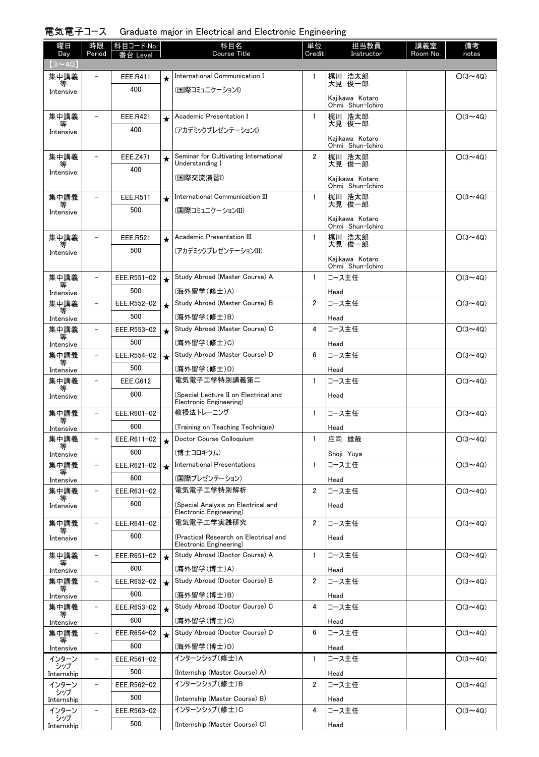電気電子コース　Graduate major in Electrical and Electronic Engineering

| 曜日 Day | 時限 Period | 科目コード No. 番台 Level | | 科目名 Course Title | 単位 Credit | 担当教員 Instructor | 講義室 Room No. | 備考 notes |
|---|---|---|---|---|---|---|---|---|
| 【3～4Q】 | | | | | | | | |
| 集中講義等 Intensive | － | EEE.R411 400 | ★ | International Communication I (国際コミュニケーションI) | 1 | 梶川 浩太郎 大見 俊一郎 Kajikawa Kotaro Ohmi Shun-Ichiro | | ○(3～4Q) |
| 集中講義等 Intensive | － | EEE.R421 400 | ★ | Academic Presentation I (アカデミックプレゼンテーションI) | 1 | 梶川 浩太郎 大見 俊一郎 Kajikawa Kotaro Ohmi Shun-Ichiro | | ○(3～4Q) |
| 集中講義等 Intensive | － | EEE.Z471 400 | ★ | Seminar for Cultivating International Understanding I (国際交流演習I) | 2 | 梶川 浩太郎 大見 俊一郎 Kajikawa Kotaro Ohmi Shun-Ichiro | | ○(3～4Q) |
| 集中講義等 Intensive | － | EEE.R511 500 | ★ | International Communication III (国際コミュニケーションIII) | 1 | 梶川 浩太郎 大見 俊一郎 Kajikawa Kotaro Ohmi Shun-Ichiro | | ○(3～4Q) |
| 集中講義等 Intensive | － | EEE.R521 500 | ★ | Academic Presentation III (アカデミックプレゼンテーションIII) | 1 | 梶川 浩太郎 大見 俊一郎 Kajikawa Kotaro Ohmi Shun-Ichiro | | ○(3～4Q) |
| 集中講義等 Intensive | － | EEE.R551-02 500 | ★ | Study Abroad (Master Course) A (海外留学(修士)A) | 1 | コース主任 Head | | ○(3～4Q) |
| 集中講義等 Intensive | － | EEE.R552-02 500 | ★ | Study Abroad (Master Course) B (海外留学(修士)B) | 2 | コース主任 Head | | ○(3～4Q) |
| 集中講義等 Intensive | － | EEE.R553-02 500 | ★ | Study Abroad (Master Course) C (海外留学(修士)C) | 4 | コース主任 Head | | ○(3～4Q) |
| 集中講義等 Intensive | － | EEE.R554-02 500 | ★ | Study Abroad (Master Course) D (海外留学(修士)D) | 6 | コース主任 Head | | ○(3～4Q) |
| 集中講義等 Intensive | － | EEE.G612 600 | | 電気電子工学特別講義第二 (Special Lecture II on Electrical and Electronic Engineering) | 1 | コース主任 Head | | ○(3～4Q) |
| 集中講義等 Intensive | － | EEE.R601-02 600 | | 教授法トレーニング (Training on Teaching Technique) | 1 | コース主任 Head | | ○(3～4Q) |
| 集中講義等 Intensive | － | EEE.R611-02 600 | ★ | Doctor Course Colloquium (博士コロキウム) | 1 | 庄司 雄哉 Shoji Yuya | | ○(3～4Q) |
| 集中講義等 Intensive | － | EEE.R621-02 600 | ★ | International Presentations (国際プレゼンテーション) | 1 | コース主任 Head | | ○(3～4Q) |
| 集中講義等 Intensive | － | EEE.R631-02 600 | | 電気電子工学特別解析 (Special Analysis on Electrical and Electronic Engineering) | 2 | コース主任 Head | | ○(3～4Q) |
| 集中講義等 Intensive | － | EEE.R641-02 600 | | 電気電子工学実践研究 (Practical Research on Electrical and Electronic Engineering) | 2 | コース主任 Head | | ○(3～4Q) |
| 集中講義等 Intensive | － | EEE.R651-02 600 | ★ | Study Abroad (Doctor Course) A (海外留学(博士)A) | 1 | コース主任 Head | | ○(3～4Q) |
| 集中講義等 Intensive | － | EEE.R652-02 600 | ★ | Study Abroad (Doctor Course) B (海外留学(博士)B) | 2 | コース主任 Head | | ○(3～4Q) |
| 集中講義等 Intensive | － | EEE.R653-02 600 | ★ | Study Abroad (Doctor Course) C (海外留学(博士)C) | 4 | コース主任 Head | | ○(3～4Q) |
| 集中講義等 Intensive | － | EEE.R654-02 600 | ★ | Study Abroad (Doctor Course) D (海外留学(博士)D) | 6 | コース主任 Head | | ○(3～4Q) |
| インターンシップ Internship | － | EEE.R561-02 500 | | インターンシップ(修士)A (Internship (Master Course) A) | 1 | コース主任 Head | | ○(3～4Q) |
| インターンシップ Internship | － | EEE.R562-02 500 | | インターンシップ(修士)B (Internship (Master Course) B) | 2 | コース主任 Head | | ○(3～4Q) |
| インターンシップ Internship | － | EEE.R563-02 500 | | インターンシップ(修士)C (Internship (Master Course) C) | 4 | コース主任 Head | | ○(3～4Q) |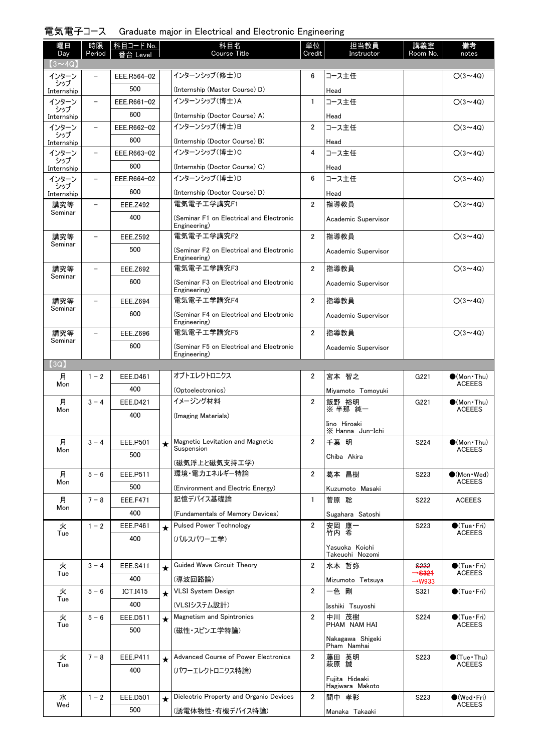## 電気電子コース　Graduate major in Electrical and Electronic Engineering

| 曜日 Day | 時限 Period | 科目コード No. 番台 Level | | 科目名 Course Title | 単位 Credit | 担当教員 Instructor | 講義室 Room No. | 備考 notes |
|---|---|---|---|---|---|---|---|---|
| 【3～4Q】 | | | | | | | | |
| インターンシップ Internship | － | EEE.R564−02 500 | | インターンシップ(修士)D (Internship (Master Course) D) | 6 | コース主任 Head | | ○(3～4Q) |
| インターンシップ Internship | － | EEE.R661−02 600 | | インターンシップ(博士)A (Internship (Doctor Course) A) | 1 | コース主任 Head | | ○(3～4Q) |
| インターンシップ Internship | － | EEE.R662−02 600 | | インターンシップ(博士)B (Internship (Doctor Course) B) | 2 | コース主任 Head | | ○(3～4Q) |
| インターンシップ Internship | － | EEE.R663−02 600 | | インターンシップ(博士)C (Internship (Doctor Course) C) | 4 | コース主任 Head | | ○(3～4Q) |
| インターンシップ Internship | － | EEE.R664−02 600 | | インターンシップ(博士)D (Internship (Doctor Course) D) | 6 | コース主任 Head | | ○(3～4Q) |
| 講究等 Seminar | － | EEE.Z492 400 | | 電気電子工学講究F1 (Seminar F1 on Electrical and Electronic Engineering) | 2 | 指導教員 Academic Supervisor | | ○(3～4Q) |
| 講究等 Seminar | － | EEE.Z592 500 | | 電気電子工学講究F2 (Seminar F2 on Electrical and Electronic Engineering) | 2 | 指導教員 Academic Supervisor | | ○(3～4Q) |
| 講究等 Seminar | － | EEE.Z692 600 | | 電気電子工学講究F3 (Seminar F3 on Electrical and Electronic Engineering) | 2 | 指導教員 Academic Supervisor | | ○(3～4Q) |
| 講究等 Seminar | － | EEE.Z694 600 | | 電気電子工学講究F4 (Seminar F4 on Electrical and Electronic Engineering) | 2 | 指導教員 Academic Supervisor | | ○(3～4Q) |
| 講究等 Seminar | － | EEE.Z696 600 | | 電気電子工学講究F5 (Seminar F5 on Electrical and Electronic Engineering) | 2 | 指導教員 Academic Supervisor | | ○(3～4Q) |
| 【3Q】 | | | | | | | | |
| 月 Mon | 1－2 | EEE.D461 400 | | オプトエレクトロニクス (Optoelectronics) | 2 | 宮本 智之 Miyamoto Tomoyuki | G221 | ●(Mon・Thu) ACEEES |
| 月 Mon | 3－4 | EEE.D421 400 | | イメージング材料 (Imaging Materials) | 2 | 飯野 裕明 ※ 半那 純一 Iino Hiroaki ※ Hanna Jun-Ichi | G221 | ●(Mon・Thu) ACEEES |
| 月 Mon | 3－4 | EEE.P501 500 | ★ | Magnetic Levitation and Magnetic Suspension (磁気浮上と磁気支持工学) | 2 | 千葉 明 Chiba Akira | S224 | ●(Mon・Thu) ACEEES |
| 月 Mon | 5－6 | EEE.P511 500 | | 環境・電力エネルギー特論 (Environment and Electric Energy) | 2 | 葛本 昌樹 Kuzumoto Masaki | S223 | ●(Mon・Wed) ACEEES |
| 月 Mon | 7－8 | EEE.F471 400 | | 記憶デバイス基礎論 (Fundamentals of Memory Devices) | 1 | 菅原 聡 Sugahara Satoshi | S222 | ACEEES |
| 火 Tue | 1－2 | EEE.P461 400 | ★ | Pulsed Power Technology (パルスパワー工学) | 2 | 安岡 康一 竹内 希 Yasuoka Koichi Takeuchi Nozomi | S223 | ●(Tue・Fri) ACEEES |
| 火 Tue | 3－4 | EEE.S411 400 | ★ | Guided Wave Circuit Theory (導波回路論) | 2 | 水本 哲弥 Mizumoto Tetsuya | ~~S222~~ →~~S321~~ →W933 | ●(Tue・Fri) ACEEES |
| 火 Tue | 5－6 | ICT.I415 400 | ★ | VLSI System Design (VLSIシステム設計) | 2 | 一色 剛 Isshiki Tsuyoshi | S321 | ●(Tue・Fri) |
| 火 Tue | 5－6 | EEE.D511 500 | ★ | Magnetism and Spintronics (磁性・スピントロニクス特論) | 2 | 中川 茂樹 PHAM NAM HAI Nakagawa Shigeki Pham Namhai | S224 | ●(Tue・Fri) ACEEES |
| 火 Tue | 7－8 | EEE.P411 400 | ★ | Advanced Course of Power Electronics (パワーエレクトロニクス特論) | 2 | 藤田 英明 萩原 誠 Fujita Hideaki Hagiwara Makoto | S223 | ●(Tue・Thu) ACEEES |
| 水 Wed | 1－2 | EEE.D501 500 | ★ | Dielectric Property and Organic Devices (誘電体物性・有機デバイス特論) | 2 | 間中 孝彰 Manaka Takaaki | S223 | ●(Wed・Fri) ACEEES |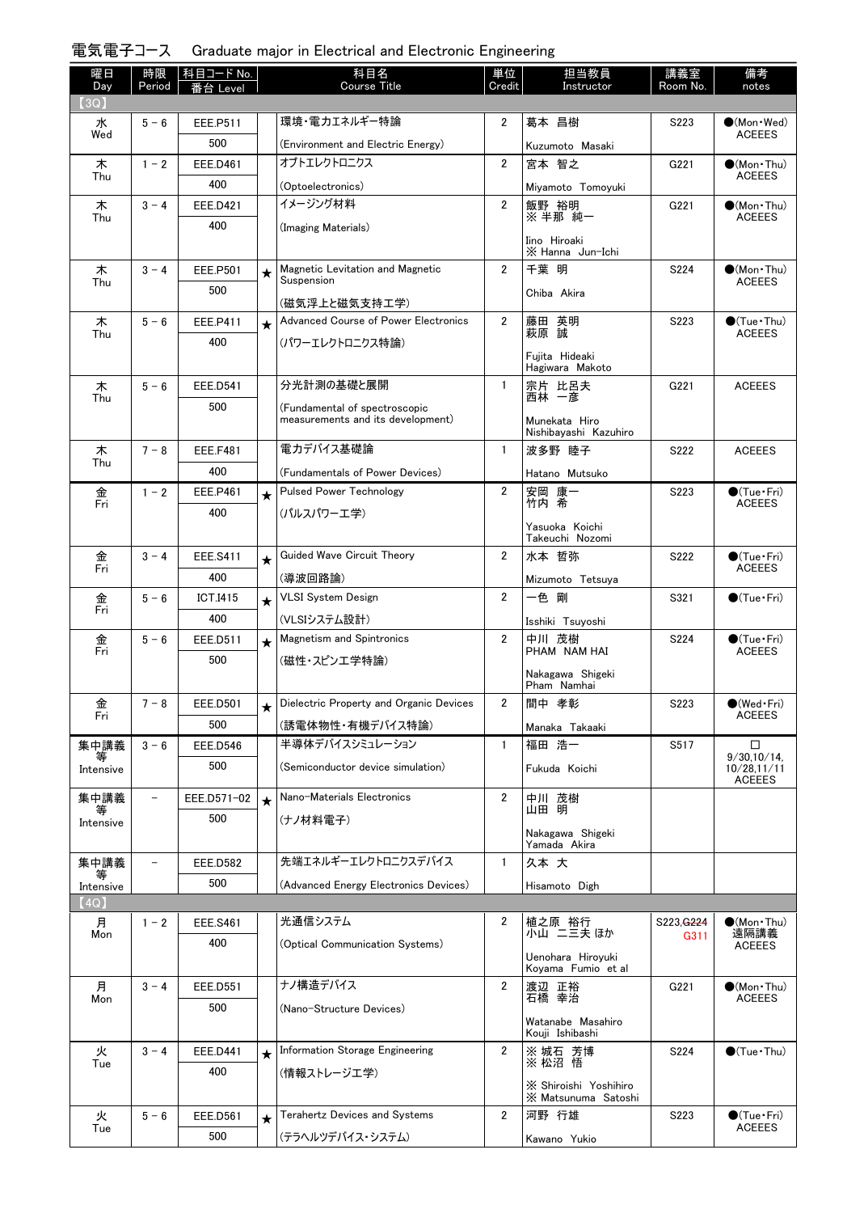## 電気電子コース　Graduate major in Electrical and Electronic Engineering

| 曜日 Day | 時限 Period | 科目コード No. 番台 Level | | 科目名 Course Title | 単位 Credit | 担当教員 Instructor | 講義室 Room No. | 備考 notes |
|---|---|---|---|---|---|---|---|---|
| 【3Q】 | | | | | | | | |
| 水 Wed | 5－6 | EEE.P511 500 | | 環境・電力エネルギー特論 (Environment and Electric Energy) | 2 | 葛本 昌樹 Kuzumoto Masaki | S223 | ●(Mon・Wed) ACEEES |
| 木 Thu | 1－2 | EEE.D461 400 | | オプトエレクトロニクス (Optoelectronics) | 2 | 宮本 智之 Miyamoto Tomoyuki | G221 | ●(Mon・Thu) ACEEES |
| 木 Thu | 3－4 | EEE.D421 400 | | イメージング材料 (Imaging Materials) | 2 | 飯野 裕明 ※ 半那 純一 Iino Hiroaki ※ Hanna Jun-Ichi | G221 | ●(Mon・Thu) ACEEES |
| 木 Thu | 3－4 | EEE.P501 500 | ★ | Magnetic Levitation and Magnetic Suspension (磁気浮上と磁気支持工学) | 2 | 千葉 明 Chiba Akira | S224 | ●(Mon・Thu) ACEEES |
| 木 Thu | 5－6 | EEE.P411 400 | ★ | Advanced Course of Power Electronics (パワーエレクトロニクス特論) | 2 | 藤田 英明 萩原 誠 Fujita Hideaki Hagiwara Makoto | S223 | ●(Tue・Thu) ACEEES |
| 木 Thu | 5－6 | EEE.D541 500 | | 分光計測の基礎と展開 (Fundamental of spectroscopic measurements and its development) | 1 | 宗片 比呂夫 西林 一彦 Munekata Hiro Nishibayashi Kazuhiro | G221 | ACEEES |
| 木 Thu | 7－8 | EEE.F481 400 | | 電力デバイス基礎論 (Fundamentals of Power Devices) | 1 | 波多野 睦子 Hatano Mutsuko | S222 | ACEEES |
| 金 Fri | 1－2 | EEE.P461 400 | ★ | Pulsed Power Technology (パルスパワー工学) | 2 | 安岡 康一 竹内 希 Yasuoka Koichi Takeuchi Nozomi | S223 | ●(Tue・Fri) ACEEES |
| 金 Fri | 3－4 | EEE.S411 400 | ★ | Guided Wave Circuit Theory (導波回路論) | 2 | 水本 哲弥 Mizumoto Tetsuya | S222 | ●(Tue・Fri) ACEEES |
| 金 Fri | 5－6 | ICT.I415 400 | ★ | VLSI System Design (VLSIシステム設計) | 2 | 一色 剛 Isshiki Tsuyoshi | S321 | ●(Tue・Fri) |
| 金 Fri | 5－6 | EEE.D511 500 | ★ | Magnetism and Spintronics (磁性・スピン工学特論) | 2 | 中川 茂樹 PHAM NAM HAI Nakagawa Shigeki Pham Namhai | S224 | ●(Tue・Fri) ACEEES |
| 金 Fri | 7－8 | EEE.D501 500 | ★ | Dielectric Property and Organic Devices (誘電体物性・有機デバイス特論) | 2 | 間中 孝彰 Manaka Takaaki | S223 | ●(Wed・Fri) ACEEES |
| 集中講義等 Intensive | 3－6 | EEE.D546 500 | | 半導体デバイスシミュレーション (Semiconductor device simulation) | 1 | 福田 浩一 Fukuda Koichi | S517 | □ 9/30,10/14, 10/28,11/11 ACEEES |
| 集中講義等 Intensive | － | EEE.D571-02 500 | ★ | Nano-Materials Electronics (ナノ材料電子) | 2 | 中川 茂樹 山田 明 Nakagawa Shigeki Yamada Akira | | |
| 集中講義等 Intensive | － | EEE.D582 500 | | 先端エネルギーエレクトロニクスデバイス (Advanced Energy Electronics Devices) | 1 | 久本 大 Hisamoto Digh | | |
| 【4Q】 | | | | | | | | |
| 月 Mon | 1－2 | EEE.S461 400 | | 光通信システム (Optical Communication Systems) | 2 | 植之原 裕行 小山 二三夫 ほか Uenohara Hiroyuki Koyama Fumio et al | S223,~~G224~~ G311 | ●(Mon・Thu) 遠隔講義 ACEEES |
| 月 Mon | 3－4 | EEE.D551 500 | | ナノ構造デバイス (Nano-Structure Devices) | 2 | 渡辺 正裕 石橋 幸治 Watanabe Masahiro Kouji Ishibashi | G221 | ●(Mon・Thu) ACEEES |
| 火 Tue | 3－4 | EEE.D441 400 | ★ | Information Storage Engineering (情報ストレージ工学) | 2 | ※ 城石 芳博 ※ 松沼 悟 ※ Shiroishi Yoshihiro ※ Matsunuma Satoshi | S224 | ●(Tue・Thu) |
| 火 Tue | 5－6 | EEE.D561 500 | ★ | Terahertz Devices and Systems (テラヘルツデバイス・システム) | 2 | 河野 行雄 Kawano Yukio | S223 | ●(Tue・Fri) ACEEES |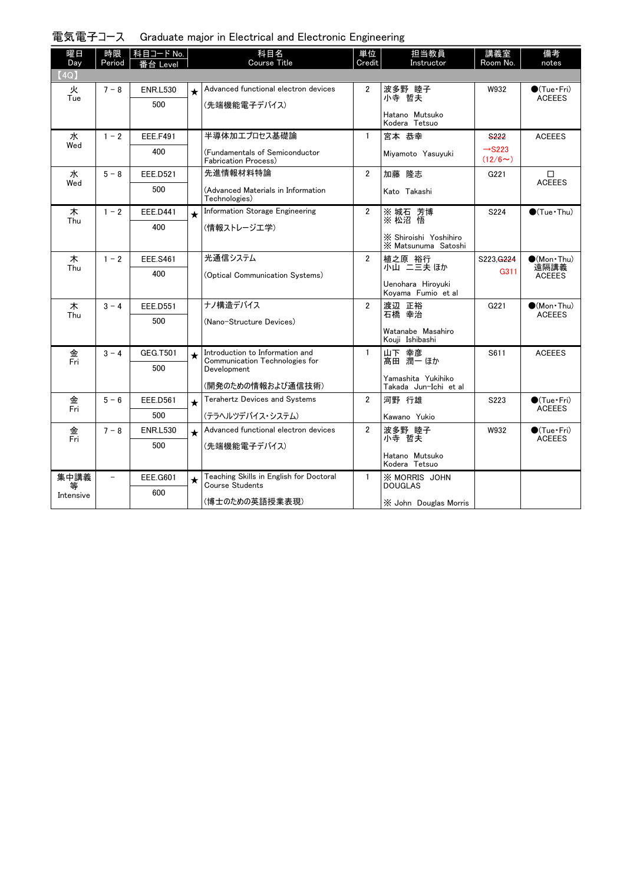## 電気電子コース　Graduate major in Electrical and Electronic Engineering

| 曜日 Day | 時限 Period | 科目コード No. 番台 Level | | 科目名 Course Title | 単位 Credit | 担当教員 Instructor | 講義室 Room No. | 備考 notes |
|---|---|---|---|---|---|---|---|---|
| 【4Q】 | | | | | | | | |
| 火 Tue | 7－8 | ENR.L530 500 | ★ | Advanced functional electron devices (先端機能電子デバイス) | 2 | 波多野　睦子 小寺　哲夫 Hatano Mutsuko Kodera Tetsuo | W932 | ●(Tue・Fri) ACEEES |
| 水 Wed | 1－2 | EEE.F491 400 | | 半導体加工プロセス基礎論 (Fundamentals of Semiconductor Fabrication Process) | 1 | 宮本　恭幸 Miyamoto Yasuyuki | ~~S222~~ →S223 (12/6～) | ACEEES |
| 水 Wed | 5－8 | EEE.D521 500 | | 先進情報材料特論 (Advanced Materials in Information Technologies) | 2 | 加藤　隆志 Kato Takashi | G221 | □ ACEEES |
| 木 Thu | 1－2 | EEE.D441 400 | ★ | Information Storage Engineering (情報ストレージ工学) | 2 | ※ 城石　芳博 ※ 松沼　悟 ※ Shiroishi Yoshihiro ※ Matsunuma Satoshi | S224 | ●(Tue・Thu) |
| 木 Thu | 1－2 | EEE.S461 400 | | 光通信システム (Optical Communication Systems) | 2 | 植之原　裕行 小山　二三夫 ほか Uenohara Hiroyuki Koyama Fumio et al | S223,~~G224~~ G311 | ●(Mon・Thu) 遠隔講義 ACEEES |
| 木 Thu | 3－4 | EEE.D551 500 | | ナノ構造デバイス (Nano-Structure Devices) | 2 | 渡辺　正裕 石橋　幸治 Watanabe Masahiro Kouji Ishibashi | G221 | ●(Mon・Thu) ACEEES |
| 金 Fri | 3－4 | GEG.T501 500 | ★ | Introduction to Information and Communication Technologies for Development (開発のための情報および通信技術) | 1 | 山下　幸彦 髙田　潤一 ほか Yamashita Yukihiko Takada Jun-Ichi et al | S611 | ACEEES |
| 金 Fri | 5－6 | EEE.D561 500 | ★ | Terahertz Devices and Systems (テラヘルツデバイス・システム) | 2 | 河野　行雄 Kawano Yukio | S223 | ●(Tue・Fri) ACEEES |
| 金 Fri | 7－8 | ENR.L530 500 | ★ | Advanced functional electron devices (先端機能電子デバイス) | 2 | 波多野　睦子 小寺　哲夫 Hatano Mutsuko Kodera Tetsuo | W932 | ●(Tue・Fri) ACEEES |
| 集中講義等 Intensive | － | EEE.G601 600 | ★ | Teaching Skills in English for Doctoral Course Students (博士のための英語授業表現) | 1 | ※ MORRIS JOHN DOUGLAS ※ John Douglas Morris | | |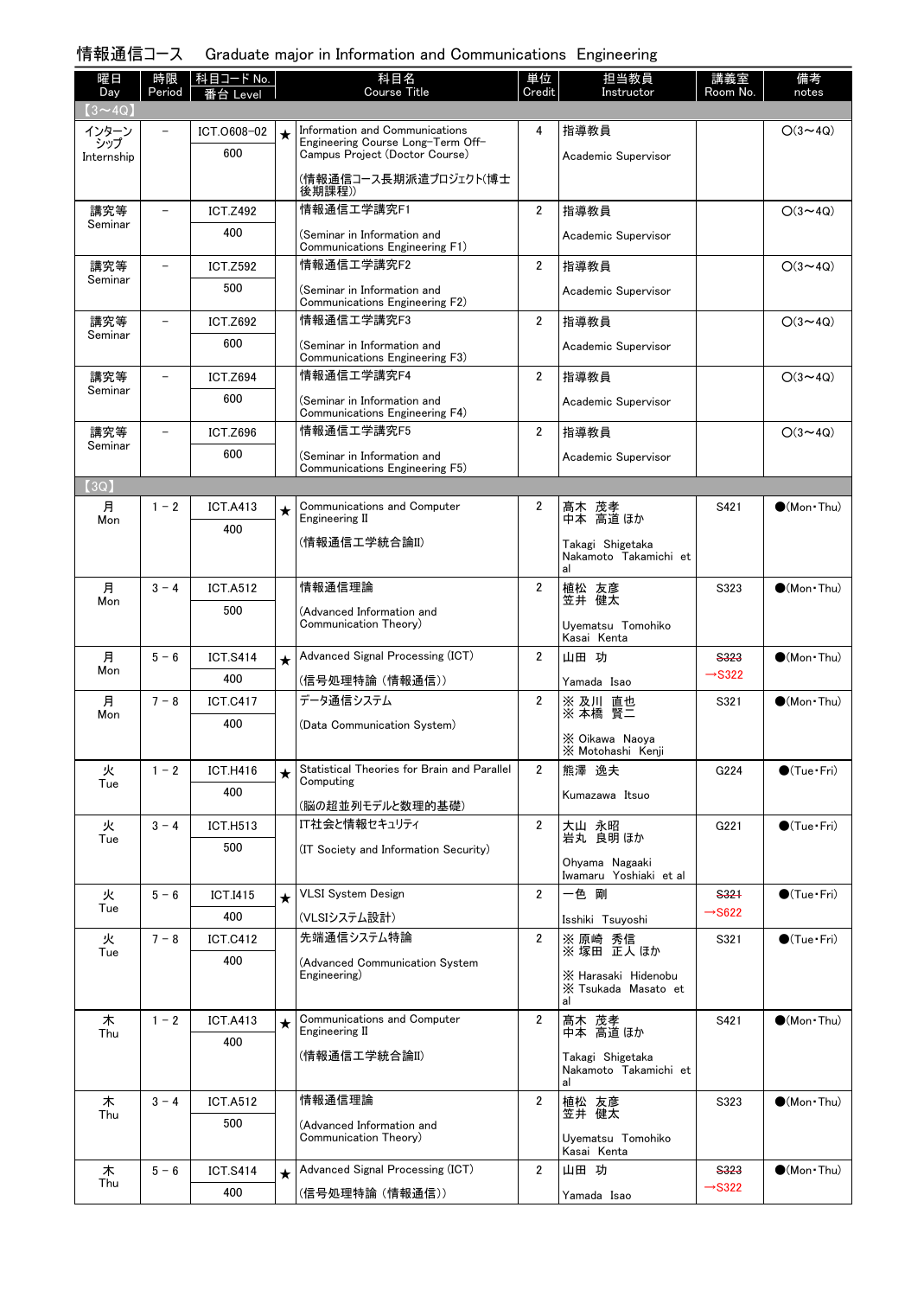# 情報通信コース　Graduate major in Information and Communications Engineering

| 曜日 Day | 時限 Period | 科目コード No. 番台 Level | | 科目名 Course Title | 単位 Credit | 担当教員 Instructor | 講義室 Room No. | 備考 notes |
|---|---|---|---|---|---|---|---|---|
| 【3～4Q】 | | | | | | | | |
| インターンシップ Internship | － | ICT.O608-02 600 | ★ | Information and Communications Engineering Course Long-Term Off-Campus Project (Doctor Course) (情報通信コース長期派遣プロジェクト(博士後期課程)) | 4 | 指導教員 Academic Supervisor | | ○(3～4Q) |
| 講究等 Seminar | － | ICT.Z492 400 | | 情報通信工学講究F1 (Seminar in Information and Communications Engineering F1) | 2 | 指導教員 Academic Supervisor | | ○(3～4Q) |
| 講究等 Seminar | － | ICT.Z592 500 | | 情報通信工学講究F2 (Seminar in Information and Communications Engineering F2) | 2 | 指導教員 Academic Supervisor | | ○(3～4Q) |
| 講究等 Seminar | － | ICT.Z692 600 | | 情報通信工学講究F3 (Seminar in Information and Communications Engineering F3) | 2 | 指導教員 Academic Supervisor | | ○(3～4Q) |
| 講究等 Seminar | － | ICT.Z694 600 | | 情報通信工学講究F4 (Seminar in Information and Communications Engineering F4) | 2 | 指導教員 Academic Supervisor | | ○(3～4Q) |
| 講究等 Seminar | － | ICT.Z696 600 | | 情報通信工学講究F5 (Seminar in Information and Communications Engineering F5) | 2 | 指導教員 Academic Supervisor | | ○(3～4Q) |
| 【3Q】 | | | | | | | | |
| 月 Mon | 1－2 | ICT.A413 400 | ★ | Communications and Computer Engineering II (情報通信工学統合論II) | 2 | 髙木 茂孝 中本 高道 ほか Takagi Shigetaka Nakamoto Takamichi et al | S421 | ●(Mon・Thu) |
| 月 Mon | 3－4 | ICT.A512 500 | | 情報通信理論 (Advanced Information and Communication Theory) | 2 | 植松 友彦 笠井 健太 Uyematsu Tomohiko Kasai Kenta | S323 | ●(Mon・Thu) |
| 月 Mon | 5－6 | ICT.S414 400 | ★ | Advanced Signal Processing (ICT) (信号処理特論（情報通信）) | 2 | 山田 功 Yamada Isao | ~~S323~~ →S322 | ●(Mon・Thu) |
| 月 Mon | 7－8 | ICT.C417 400 | | データ通信システム (Data Communication System) | 2 | ※ 及川 直也 ※ 本橋 賢二 ※ Oikawa Naoya ※ Motohashi Kenji | S321 | ●(Mon・Thu) |
| 火 Tue | 1－2 | ICT.H416 400 | ★ | Statistical Theories for Brain and Parallel Computing (脳の超並列モデルと数理的基礎) | 2 | 熊澤 逸夫 Kumazawa Itsuo | G224 | ●(Tue・Fri) |
| 火 Tue | 3－4 | ICT.H513 500 | | IT社会と情報セキュリティ (IT Society and Information Security) | 2 | 大山 永昭 岩丸 良明 ほか Ohyama Nagaaki Iwamaru Yoshiaki et al | G221 | ●(Tue・Fri) |
| 火 Tue | 5－6 | ICT.I415 400 | ★ | VLSI System Design (VLSIシステム設計) | 2 | 一色 剛 Isshiki Tsuyoshi | ~~S321~~ →S622 | ●(Tue・Fri) |
| 火 Tue | 7－8 | ICT.C412 400 | | 先端通信システム特論 (Advanced Communication System Engineering) | 2 | ※ 原崎 秀信 ※ 塚田 正人 ほか ※ Harasaki Hidenobu ※ Tsukada Masato et al | S321 | ●(Tue・Fri) |
| 木 Thu | 1－2 | ICT.A413 400 | ★ | Communications and Computer Engineering II (情報通信工学統合論II) | 2 | 髙木 茂孝 中本 高道 ほか Takagi Shigetaka Nakamoto Takamichi et al | S421 | ●(Mon・Thu) |
| 木 Thu | 3－4 | ICT.A512 500 | | 情報通信理論 (Advanced Information and Communication Theory) | 2 | 植松 友彦 笠井 健太 Uyematsu Tomohiko Kasai Kenta | S323 | ●(Mon・Thu) |
| 木 Thu | 5－6 | ICT.S414 400 | ★ | Advanced Signal Processing (ICT) (信号処理特論（情報通信）) | 2 | 山田 功 Yamada Isao | ~~S323~~ →S322 | ●(Mon・Thu) |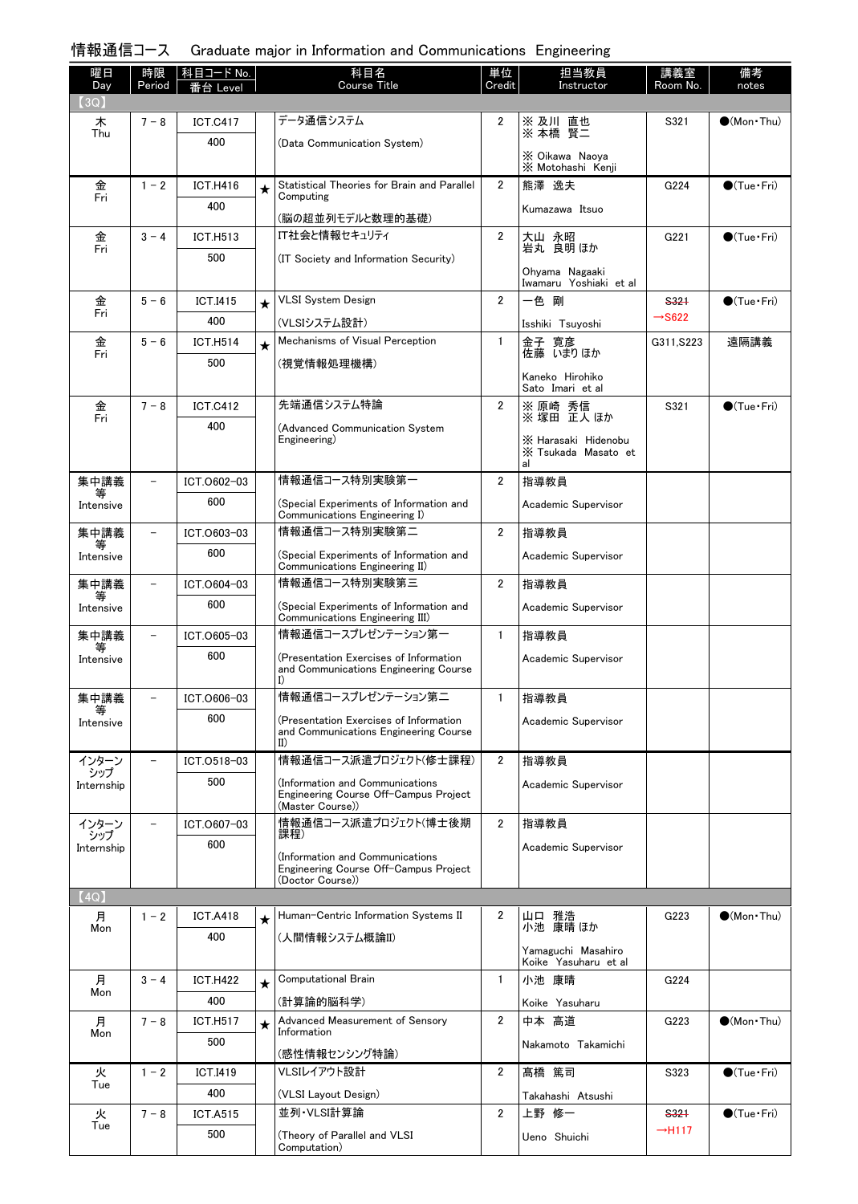## 情報通信コース　Graduate major in Information and Communications Engineering

| 曜日 Day | 時限 Period | 科目コード No. 番台 Level | | 科目名 Course Title | 単位 Credit | 担当教員 Instructor | 講義室 Room No. | 備考 notes |
|---|---|---|---|---|---|---|---|---|
| 【3Q】 | | | | | | | | |
| 木 Thu | 7－8 | ICT.C417 400 | | データ通信システム (Data Communication System) | 2 | ※及川 直也 ※本橋 賢二 ※Oikawa Naoya ※Motohashi Kenji | S321 | ●(Mon・Thu) |
| 金 Fri | 1－2 | ICT.H416 400 | ★ | Statistical Theories for Brain and Parallel Computing (脳の超並列モデルと数理的基礎) | 2 | 熊澤 逸夫 Kumazawa Itsuo | G224 | ●(Tue・Fri) |
| 金 Fri | 3－4 | ICT.H513 500 | | IT社会と情報セキュリティ (IT Society and Information Security) | 2 | 大山 永昭 岩丸 良明 ほか Ohyama Nagaaki Iwamaru Yoshiaki et al | G221 | ●(Tue・Fri) |
| 金 Fri | 5－6 | ICT.I415 400 | ★ | VLSI System Design (VLSIシステム設計) | 2 | 一色 剛 Isshiki Tsuyoshi | ~~S321~~ →S622 | ●(Tue・Fri) |
| 金 Fri | 5－6 | ICT.H514 500 | ★ | Mechanisms of Visual Perception (視覚情報処理機構) | 1 | 金子 寛彦 佐藤 いまり ほか Kaneko Hirohiko Sato Imari et al | G311,S223 | 遠隔講義 |
| 金 Fri | 7－8 | ICT.C412 400 | | 先端通信システム特論 (Advanced Communication System Engineering) | 2 | ※原崎 秀信 ※塚田 正人 ほか ※Harasaki Hidenobu ※Tsukada Masato et al | S321 | ●(Tue・Fri) |
| 集中講義等 Intensive | － | ICT.O602-03 600 | | 情報通信コース特別実験第一 (Special Experiments of Information and Communications Engineering I) | 2 | 指導教員 Academic Supervisor | | |
| 集中講義等 Intensive | － | ICT.O603-03 600 | | 情報通信コース特別実験第二 (Special Experiments of Information and Communications Engineering II) | 2 | 指導教員 Academic Supervisor | | |
| 集中講義等 Intensive | － | ICT.O604-03 600 | | 情報通信コース特別実験第三 (Special Experiments of Information and Communications Engineering III) | 2 | 指導教員 Academic Supervisor | | |
| 集中講義等 Intensive | － | ICT.O605-03 600 | | 情報通信コースプレゼンテーション第一 (Presentation Exercises of Information and Communications Engineering Course I) | 1 | 指導教員 Academic Supervisor | | |
| 集中講義等 Intensive | － | ICT.O606-03 600 | | 情報通信コースプレゼンテーション第二 (Presentation Exercises of Information and Communications Engineering Course II) | 1 | 指導教員 Academic Supervisor | | |
| インターンシップ Internship | － | ICT.O518-03 500 | | 情報通信コース派遣プロジェクト(修士課程) (Information and Communications Engineering Course Off-Campus Project (Master Course)) | 2 | 指導教員 Academic Supervisor | | |
| インターンシップ Internship | － | ICT.O607-03 600 | | 情報通信コース派遣プロジェクト(博士後期課程) (Information and Communications Engineering Course Off-Campus Project (Doctor Course)) | 2 | 指導教員 Academic Supervisor | | |
| 【4Q】 | | | | | | | | |
| 月 Mon | 1－2 | ICT.A418 400 | ★ | Human-Centric Information Systems II (人間情報システム概論II) | 2 | 山口 雅浩 小池 康晴 ほか Yamaguchi Masahiro Koike Yasuharu et al | G223 | ●(Mon・Thu) |
| 月 Mon | 3－4 | ICT.H422 400 | ★ | Computational Brain (計算論的脳科学) | 1 | 小池 康晴 Koike Yasuharu | G224 | |
| 月 Mon | 7－8 | ICT.H517 500 | ★ | Advanced Measurement of Sensory Information (感性情報センシング特論) | 2 | 中本 高道 Nakamoto Takamichi | G223 | ●(Mon・Thu) |
| 火 Tue | 1－2 | ICT.I419 400 | | VLSIレイアウト設計 (VLSI Layout Design) | 2 | 髙橋 篤司 Takahashi Atsushi | S323 | ●(Tue・Fri) |
| 火 Tue | 7－8 | ICT.A515 500 | | 並列・VLSI計算論 (Theory of Parallel and VLSI Computation) | 2 | 上野 修一 Ueno Shuichi | ~~S321~~ →H117 | ●(Tue・Fri) |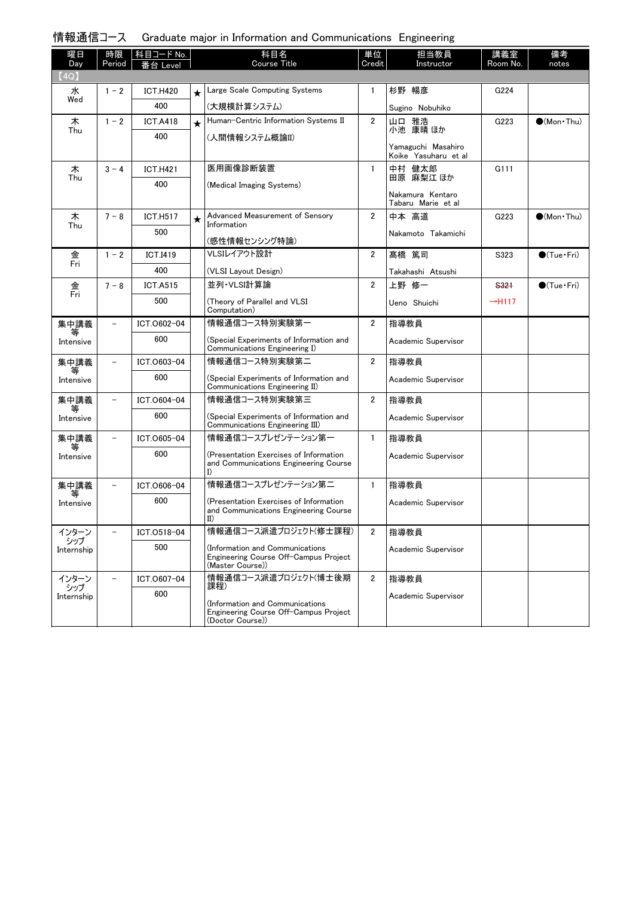## 情報通信コース　Graduate major in Information and Communications Engineering

| 曜日 Day | 時限 Period | 科目コード No. 番台 Level | | 科目名 Course Title | 単位 Credit | 担当教員 Instructor | 講義室 Room No. | 備考 notes |
|---|---|---|---|---|---|---|---|---|
| 【4Q】 | | | | | | | | |
| 水 Wed | 1 − 2 | ICT.H420 400 | ★ | Large Scale Computing Systems (大規模計算システム) | 1 | 杉野 暢彦 Sugino Nobuhiko | G224 | |
| 木 Thu | 1 − 2 | ICT.A418 400 | ★ | Human-Centric Information Systems II (人間情報システム概論II) | 2 | 山口 雅浩 小池 康晴 ほか Yamaguchi Masahiro Koike Yasuharu et al | G223 | ●(Mon・Thu) |
| 木 Thu | 3 − 4 | ICT.H421 400 | | 医用画像診断装置 (Medical Imaging Systems) | 1 | 中村 健太郎 田原 麻梨江 ほか Nakamura Kentaro Tabaru Marie et al | G111 | |
| 木 Thu | 7 − 8 | ICT.H517 500 | ★ | Advanced Measurement of Sensory Information (感性情報センシング特論) | 2 | 中本 高道 Nakamoto Takamichi | G223 | ●(Mon・Thu) |
| 金 Fri | 1 − 2 | ICT.I419 400 | | VLSIレイアウト設計 (VLSI Layout Design) | 2 | 髙橋 篤司 Takahashi Atsushi | S323 | ●(Tue・Fri) |
| 金 Fri | 7 − 8 | ICT.A515 500 | | 並列・VLSI計算論 (Theory of Parallel and VLSI Computation) | 2 | 上野 修一 Ueno Shuichi | ~~S321~~ →H117 | ●(Tue・Fri) |
| 集中講義等 Intensive | − | ICT.O602-04 600 | | 情報通信コース特別実験第一 (Special Experiments of Information and Communications Engineering I) | 2 | 指導教員 Academic Supervisor | | |
| 集中講義等 Intensive | − | ICT.O603-04 600 | | 情報通信コース特別実験第二 (Special Experiments of Information and Communications Engineering II) | 2 | 指導教員 Academic Supervisor | | |
| 集中講義等 Intensive | − | ICT.O604-04 600 | | 情報通信コース特別実験第三 (Special Experiments of Information and Communications Engineering III) | 2 | 指導教員 Academic Supervisor | | |
| 集中講義等 Intensive | − | ICT.O605-04 600 | | 情報通信コースプレゼンテーション第一 (Presentation Exercises of Information and Communications Engineering Course I) | 1 | 指導教員 Academic Supervisor | | |
| 集中講義等 Intensive | − | ICT.O606-04 600 | | 情報通信コースプレゼンテーション第二 (Presentation Exercises of Information and Communications Engineering Course II) | 1 | 指導教員 Academic Supervisor | | |
| インターンシップ Internship | − | ICT.O518-04 500 | | 情報通信コース派遣プロジェクト(修士課程) (Information and Communications Engineering Course Off-Campus Project (Master Course)) | 2 | 指導教員 Academic Supervisor | | |
| インターンシップ Internship | − | ICT.O607-04 600 | | 情報通信コース派遣プロジェクト(博士後期課程) (Information and Communications Engineering Course Off-Campus Project (Doctor Course)) | 2 | 指導教員 Academic Supervisor | | |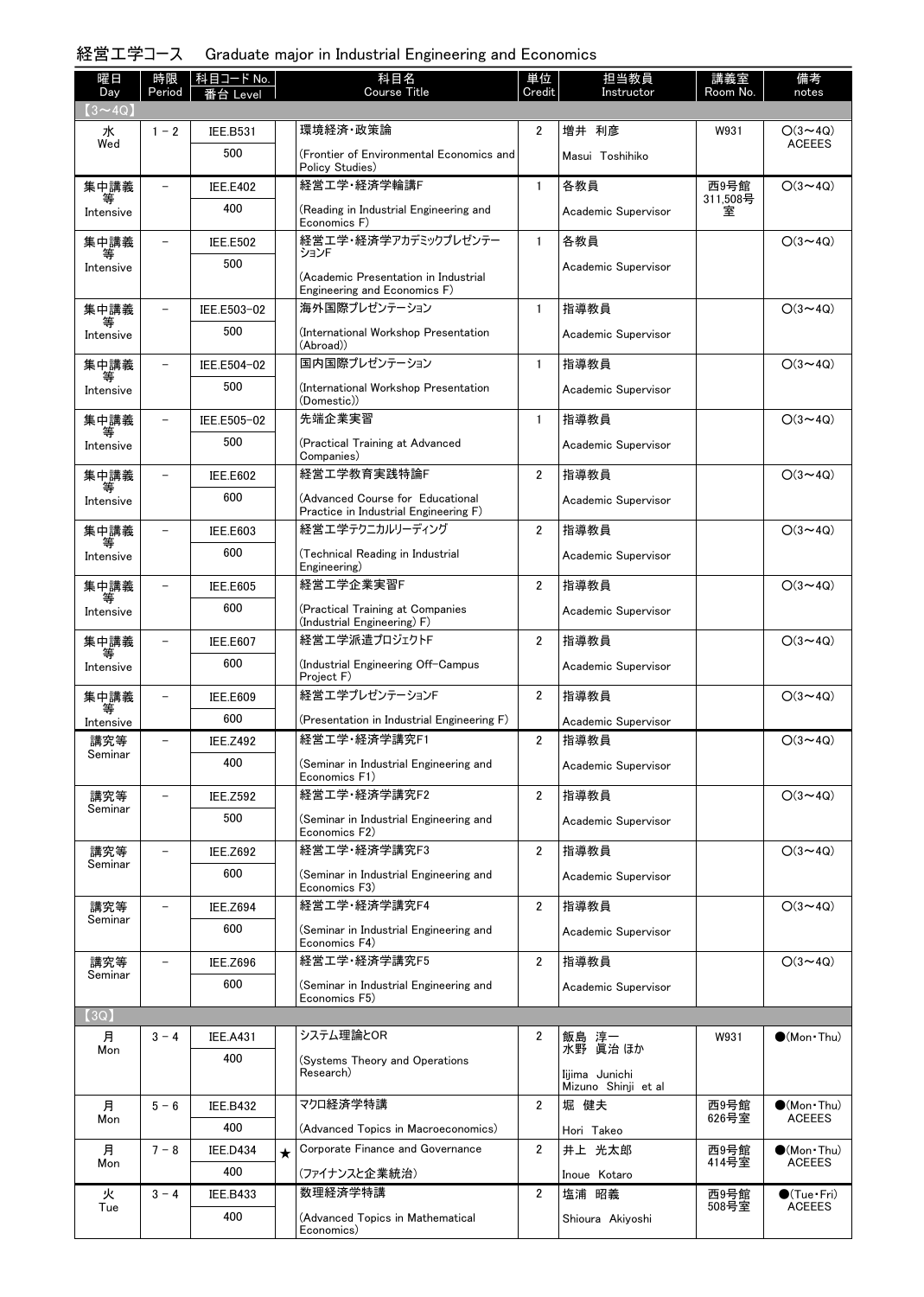# 経営工学コース　Graduate major in Industrial Engineering and Economics

| 曜日 Day | 時限 Period | 科目コード No. 番台 Level | | 科目名 Course Title | 単位 Credit | 担当教員 Instructor | 講義室 Room No. | 備考 notes |
|---|---|---|---|---|---|---|---|---|
| 【3～4Q】 | | | | | | | | |
| 水 Wed | 1 - 2 | IEE.B531 500 | | 環境経済・政策論 (Frontier of Environmental Economics and Policy Studies) | 2 | 増井 利彦 Masui Toshihiko | W931 | ○(3～4Q) ACEEES |
| 集中講義等 Intensive | － | IEE.E402 400 | | 経営工学・経済学輪講F (Reading in Industrial Engineering and Economics F) | 1 | 各教員 Academic Supervisor | 西9号館311,508号室 | ○(3～4Q) |
| 集中講義等 Intensive | － | IEE.E502 500 | | 経営工学・経済学アカデミックプレゼンテーションF (Academic Presentation in Industrial Engineering and Economics F) | 1 | 各教員 Academic Supervisor | | ○(3～4Q) |
| 集中講義等 Intensive | － | IEE.E503-02 500 | | 海外国際プレゼンテーション (International Workshop Presentation (Abroad)) | 1 | 指導教員 Academic Supervisor | | ○(3～4Q) |
| 集中講義等 Intensive | － | IEE.E504-02 500 | | 国内国際プレゼンテーション (International Workshop Presentation (Domestic)) | 1 | 指導教員 Academic Supervisor | | ○(3～4Q) |
| 集中講義等 Intensive | － | IEE.E505-02 500 | | 先端企業実習 (Practical Training at Advanced Companies) | 1 | 指導教員 Academic Supervisor | | ○(3～4Q) |
| 集中講義等 Intensive | － | IEE.E602 600 | | 経営工学教育実践特論F (Advanced Course for Educational Practice in Industrial Engineering F) | 2 | 指導教員 Academic Supervisor | | ○(3～4Q) |
| 集中講義等 Intensive | － | IEE.E603 600 | | 経営工学テクニカルリーディング (Technical Reading in Industrial Engineering) | 2 | 指導教員 Academic Supervisor | | ○(3～4Q) |
| 集中講義等 Intensive | － | IEE.E605 600 | | 経営工学企業実習F (Practical Training at Companies (Industrial Engineering) F) | 2 | 指導教員 Academic Supervisor | | ○(3～4Q) |
| 集中講義等 Intensive | － | IEE.E607 600 | | 経営工学派遣プロジェクトF (Industrial Engineering Off-Campus Project F) | 2 | 指導教員 Academic Supervisor | | ○(3～4Q) |
| 集中講義等 Intensive | － | IEE.E609 600 | | 経営工学プレゼンテーションF (Presentation in Industrial Engineering F) | 2 | 指導教員 Academic Supervisor | | ○(3～4Q) |
| 講究等 Seminar | － | IEE.Z492 400 | | 経営工学・経済学講究F1 (Seminar in Industrial Engineering and Economics F1) | 2 | 指導教員 Academic Supervisor | | ○(3～4Q) |
| 講究等 Seminar | － | IEE.Z592 500 | | 経営工学・経済学講究F2 (Seminar in Industrial Engineering and Economics F2) | 2 | 指導教員 Academic Supervisor | | ○(3～4Q) |
| 講究等 Seminar | － | IEE.Z692 600 | | 経営工学・経済学講究F3 (Seminar in Industrial Engineering and Economics F3) | 2 | 指導教員 Academic Supervisor | | ○(3～4Q) |
| 講究等 Seminar | － | IEE.Z694 600 | | 経営工学・経済学講究F4 (Seminar in Industrial Engineering and Economics F4) | 2 | 指導教員 Academic Supervisor | | ○(3～4Q) |
| 講究等 Seminar | － | IEE.Z696 600 | | 経営工学・経済学講究F5 (Seminar in Industrial Engineering and Economics F5) | 2 | 指導教員 Academic Supervisor | | ○(3～4Q) |
| 【3Q】 | | | | | | | | |
| 月 Mon | 3 - 4 | IEE.A431 400 | | システム理論とOR (Systems Theory and Operations Research) | 2 | 飯島 淳一 水野 眞治 ほか Iijima Junichi Mizuno Shinji et al | W931 | ●(Mon・Thu) |
| 月 Mon | 5 - 6 | IEE.B432 400 | | マクロ経済学特講 (Advanced Topics in Macroeconomics) | 2 | 堀 健夫 Hori Takeo | 西9号館626号室 | ●(Mon・Thu) ACEEES |
| 月 Mon | 7 - 8 | IEE.D434 400 | ★ | Corporate Finance and Governance (ファイナンスと企業統治) | 2 | 井上 光太郎 Inoue Kotaro | 西9号館414号室 | ●(Mon・Thu) ACEEES |
| 火 Tue | 3 - 4 | IEE.B433 400 | | 数理経済学特講 (Advanced Topics in Mathematical Economics) | 2 | 塩浦 昭義 Shioura Akiyoshi | 西9号館508号室 | ●(Tue・Fri) ACEEES |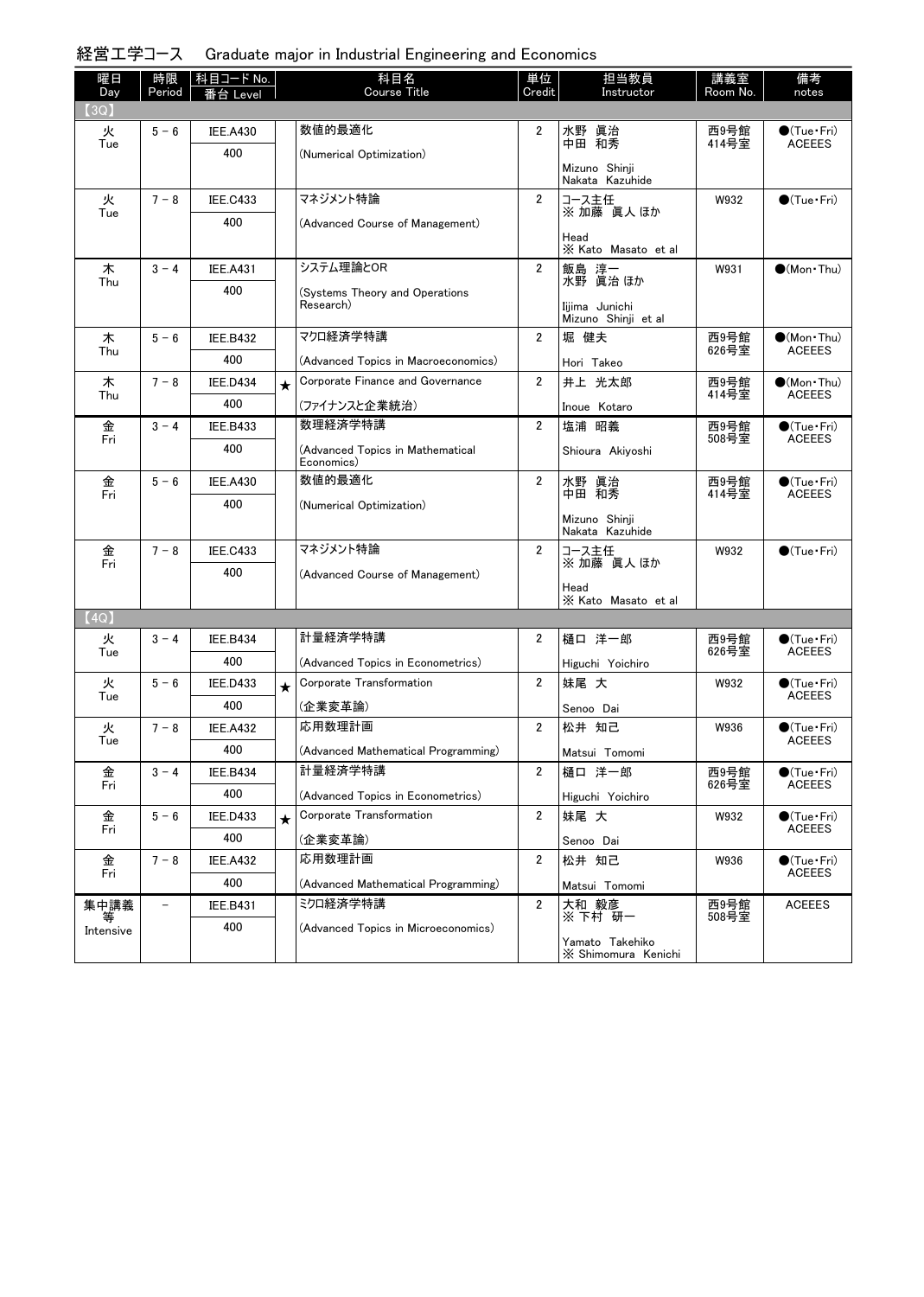経営工学コース　Graduate major in Industrial Engineering and Economics

| 曜日 Day | 時限 Period | 科目コード No. 番台 Level | | 科目名 Course Title | 単位 Credit | 担当教員 Instructor | 講義室 Room No. | 備考 notes |
|---|---|---|---|---|---|---|---|---|
| 【3Q】 | | | | | | | | |
| 火 Tue | 5－6 | IEE.A430 400 | | 数値的最適化 (Numerical Optimization) | 2 | 水野 眞治 中田 和秀 Mizuno Shinji Nakata Kazuhide | 西9号館414号室 | ●(Tue・Fri) ACEEES |
| 火 Tue | 7－8 | IEE.C433 400 | | マネジメント特論 (Advanced Course of Management) | 2 | コース主任 ※ 加藤 眞人 ほか Head ※ Kato Masato et al | W932 | ●(Tue・Fri) |
| 木 Thu | 3－4 | IEE.A431 400 | | システム理論とOR (Systems Theory and Operations Research) | 2 | 飯島 淳一 水野 眞治 ほか Iijima Junichi Mizuno Shinji et al | W931 | ●(Mon・Thu) |
| 木 Thu | 5－6 | IEE.B432 400 | | マクロ経済学特講 (Advanced Topics in Macroeconomics) | 2 | 堀 健夫 Hori Takeo | 西9号館626号室 | ●(Mon・Thu) ACEEES |
| 木 Thu | 7－8 | IEE.D434 400 | ★ | Corporate Finance and Governance (ファイナンスと企業統治) | 2 | 井上 光太郎 Inoue Kotaro | 西9号館414号室 | ●(Mon・Thu) ACEEES |
| 金 Fri | 3－4 | IEE.B433 400 | | 数理経済学特講 (Advanced Topics in Mathematical Economics) | 2 | 塩浦 昭義 Shioura Akiyoshi | 西9号館508号室 | ●(Tue・Fri) ACEEES |
| 金 Fri | 5－6 | IEE.A430 400 | | 数値的最適化 (Numerical Optimization) | 2 | 水野 眞治 中田 和秀 Mizuno Shinji Nakata Kazuhide | 西9号館414号室 | ●(Tue・Fri) ACEEES |
| 金 Fri | 7－8 | IEE.C433 400 | | マネジメント特論 (Advanced Course of Management) | 2 | コース主任 ※ 加藤 眞人 ほか Head ※ Kato Masato et al | W932 | ●(Tue・Fri) |
| 【4Q】 | | | | | | | | |
| 火 Tue | 3－4 | IEE.B434 400 | | 計量経済学特講 (Advanced Topics in Econometrics) | 2 | 樋口 洋一郎 Higuchi Yoichiro | 西9号館626号室 | ●(Tue・Fri) ACEEES |
| 火 Tue | 5－6 | IEE.D433 400 | ★ | Corporate Transformation (企業変革論) | 2 | 妹尾 大 Senoo Dai | W932 | ●(Tue・Fri) ACEEES |
| 火 Tue | 7－8 | IEE.A432 400 | | 応用数理計画 (Advanced Mathematical Programming) | 2 | 松井 知己 Matsui Tomomi | W936 | ●(Tue・Fri) ACEEES |
| 金 Fri | 3－4 | IEE.B434 400 | | 計量経済学特講 (Advanced Topics in Econometrics) | 2 | 樋口 洋一郎 Higuchi Yoichiro | 西9号館626号室 | ●(Tue・Fri) ACEEES |
| 金 Fri | 5－6 | IEE.D433 400 | ★ | Corporate Transformation (企業変革論) | 2 | 妹尾 大 Senoo Dai | W932 | ●(Tue・Fri) ACEEES |
| 金 Fri | 7－8 | IEE.A432 400 | | 応用数理計画 (Advanced Mathematical Programming) | 2 | 松井 知己 Matsui Tomomi | W936 | ●(Tue・Fri) ACEEES |
| 集中講義等 Intensive | － | IEE.B431 400 | | ミクロ経済学特講 (Advanced Topics in Microeconomics) | 2 | 大和 毅彦 ※ 下村 研一 Yamato Takehiko ※ Shimomura Kenichi | 西9号館508号室 | ACEEES |